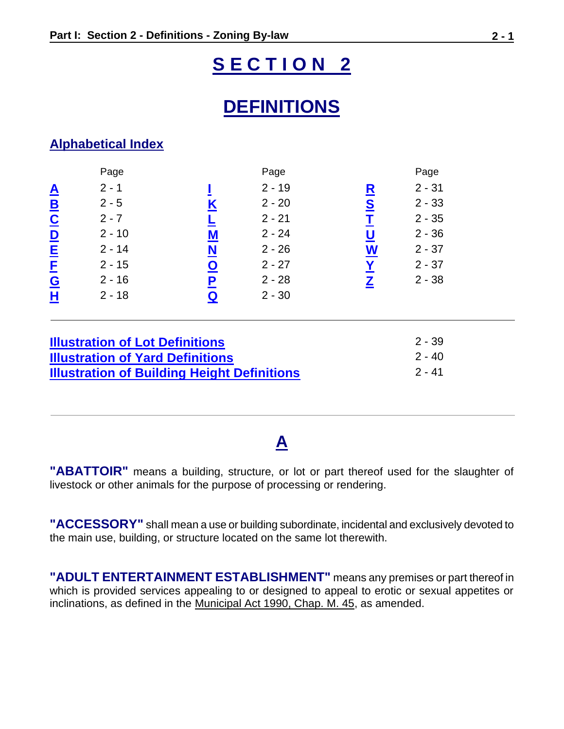# SECTION 2

# DEFINITIONS

## Alphabetical Index

| | Page | | Page | | Page |
|---|---|---|---|---|---|
| A | 2 - 1 | I | 2 - 19 | R | 2 - 31 |
| B | 2 - 5 | K | 2 - 20 | S | 2 - 33 |
| C | 2 - 7 | L | 2 - 21 | T | 2 - 35 |
| D | 2 - 10 | M | 2 - 24 | U | 2 - 36 |
| E | 2 - 14 | N | 2 - 26 | W | 2 - 37 |
| F | 2 - 15 | O | 2 - 27 | Y | 2 - 37 |
| G | 2 - 16 | P | 2 - 28 | Z | 2 - 38 |
| H | 2 - 18 | Q | 2 - 30 | | |

| | |
|---|---|
| Illustration of Lot Definitions | 2 - 39 |
| Illustration of Yard Definitions | 2 - 40 |
| Illustration of Building Height Definitions | 2 - 41 |

## A

**"ABATTOIR"** means a building, structure, or lot or part thereof used for the slaughter of livestock or other animals for the purpose of processing or rendering.

**"ACCESSORY"** shall mean a use or building subordinate, incidental and exclusively devoted to the main use, building, or structure located on the same lot therewith.

**"ADULT ENTERTAINMENT ESTABLISHMENT"** means any premises or part thereof in which is provided services appealing to or designed to appeal to erotic or sexual appetites or inclinations, as defined in the Municipal Act 1990, Chap. M. 45, as amended.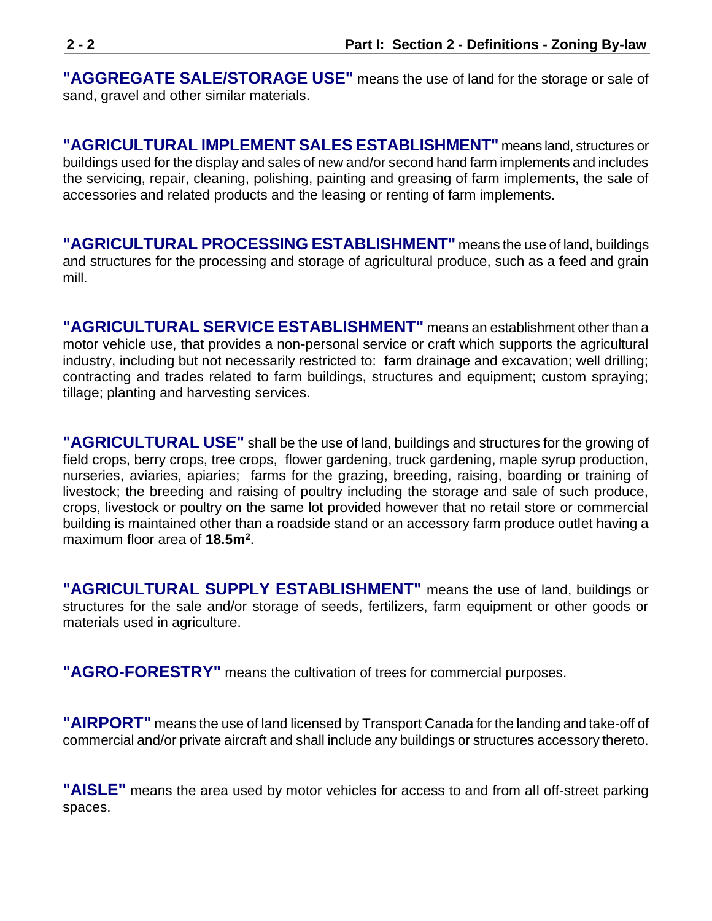**"AGGREGATE SALE/STORAGE USE"** means the use of land for the storage or sale of sand, gravel and other similar materials.

**"AGRICULTURAL IMPLEMENT SALES ESTABLISHMENT"** means land, structures or buildings used for the display and sales of new and/or second hand farm implements and includes the servicing, repair, cleaning, polishing, painting and greasing of farm implements, the sale of accessories and related products and the leasing or renting of farm implements.

**"AGRICULTURAL PROCESSING ESTABLISHMENT"** means the use of land, buildings and structures for the processing and storage of agricultural produce, such as a feed and grain mill.

**"AGRICULTURAL SERVICE ESTABLISHMENT"** means an establishment other than a motor vehicle use, that provides a non-personal service or craft which supports the agricultural industry, including but not necessarily restricted to: farm drainage and excavation; well drilling; contracting and trades related to farm buildings, structures and equipment; custom spraying; tillage; planting and harvesting services.

**"AGRICULTURAL USE"** shall be the use of land, buildings and structures for the growing of field crops, berry crops, tree crops, flower gardening, truck gardening, maple syrup production, nurseries, aviaries, apiaries; farms for the grazing, breeding, raising, boarding or training of livestock; the breeding and raising of poultry including the storage and sale of such produce, crops, livestock or poultry on the same lot provided however that no retail store or commercial building is maintained other than a roadside stand or an accessory farm produce outlet having a maximum floor area of **18.5m$^2$**.

**"AGRICULTURAL SUPPLY ESTABLISHMENT"** means the use of land, buildings or structures for the sale and/or storage of seeds, fertilizers, farm equipment or other goods or materials used in agriculture.

**"AGRO-FORESTRY"** means the cultivation of trees for commercial purposes.

**"AIRPORT"** means the use of land licensed by Transport Canada for the landing and take-off of commercial and/or private aircraft and shall include any buildings or structures accessory thereto.

**"AISLE"** means the area used by motor vehicles for access to and from all off-street parking spaces.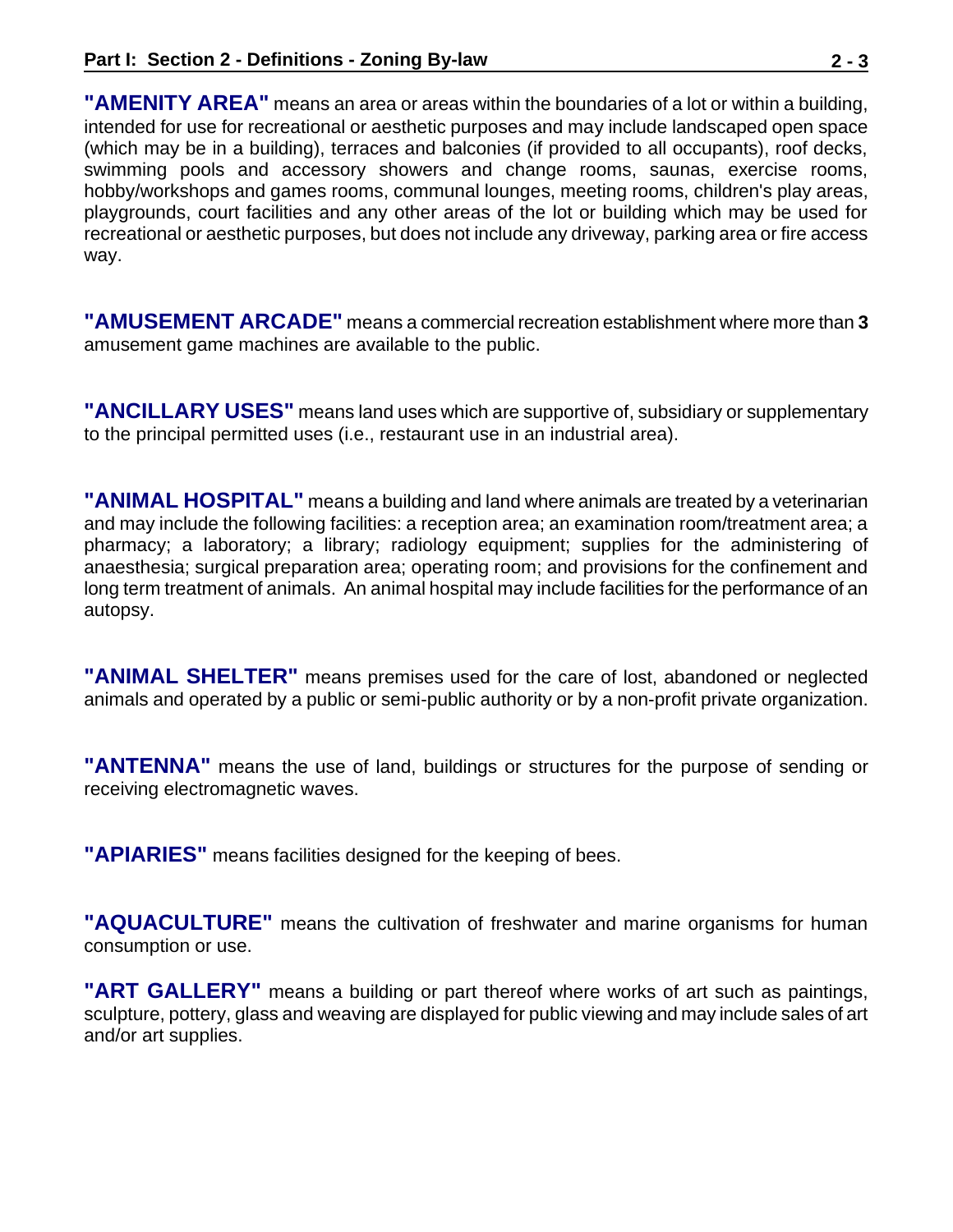**"AMENITY AREA"** means an area or areas within the boundaries of a lot or within a building, intended for use for recreational or aesthetic purposes and may include landscaped open space (which may be in a building), terraces and balconies (if provided to all occupants), roof decks, swimming pools and accessory showers and change rooms, saunas, exercise rooms, hobby/workshops and games rooms, communal lounges, meeting rooms, children's play areas, playgrounds, court facilities and any other areas of the lot or building which may be used for recreational or aesthetic purposes, but does not include any driveway, parking area or fire access way.

**"AMUSEMENT ARCADE"** means a commercial recreation establishment where more than **3** amusement game machines are available to the public.

**"ANCILLARY USES"** means land uses which are supportive of, subsidiary or supplementary to the principal permitted uses (i.e., restaurant use in an industrial area).

**"ANIMAL HOSPITAL"** means a building and land where animals are treated by a veterinarian and may include the following facilities: a reception area; an examination room/treatment area; a pharmacy; a laboratory; a library; radiology equipment; supplies for the administering of anaesthesia; surgical preparation area; operating room; and provisions for the confinement and long term treatment of animals. An animal hospital may include facilities for the performance of an autopsy.

**"ANIMAL SHELTER"** means premises used for the care of lost, abandoned or neglected animals and operated by a public or semi-public authority or by a non-profit private organization.

**"ANTENNA"** means the use of land, buildings or structures for the purpose of sending or receiving electromagnetic waves.

**"APIARIES"** means facilities designed for the keeping of bees.

**"AQUACULTURE"** means the cultivation of freshwater and marine organisms for human consumption or use.

**"ART GALLERY"** means a building or part thereof where works of art such as paintings, sculpture, pottery, glass and weaving are displayed for public viewing and may include sales of art and/or art supplies.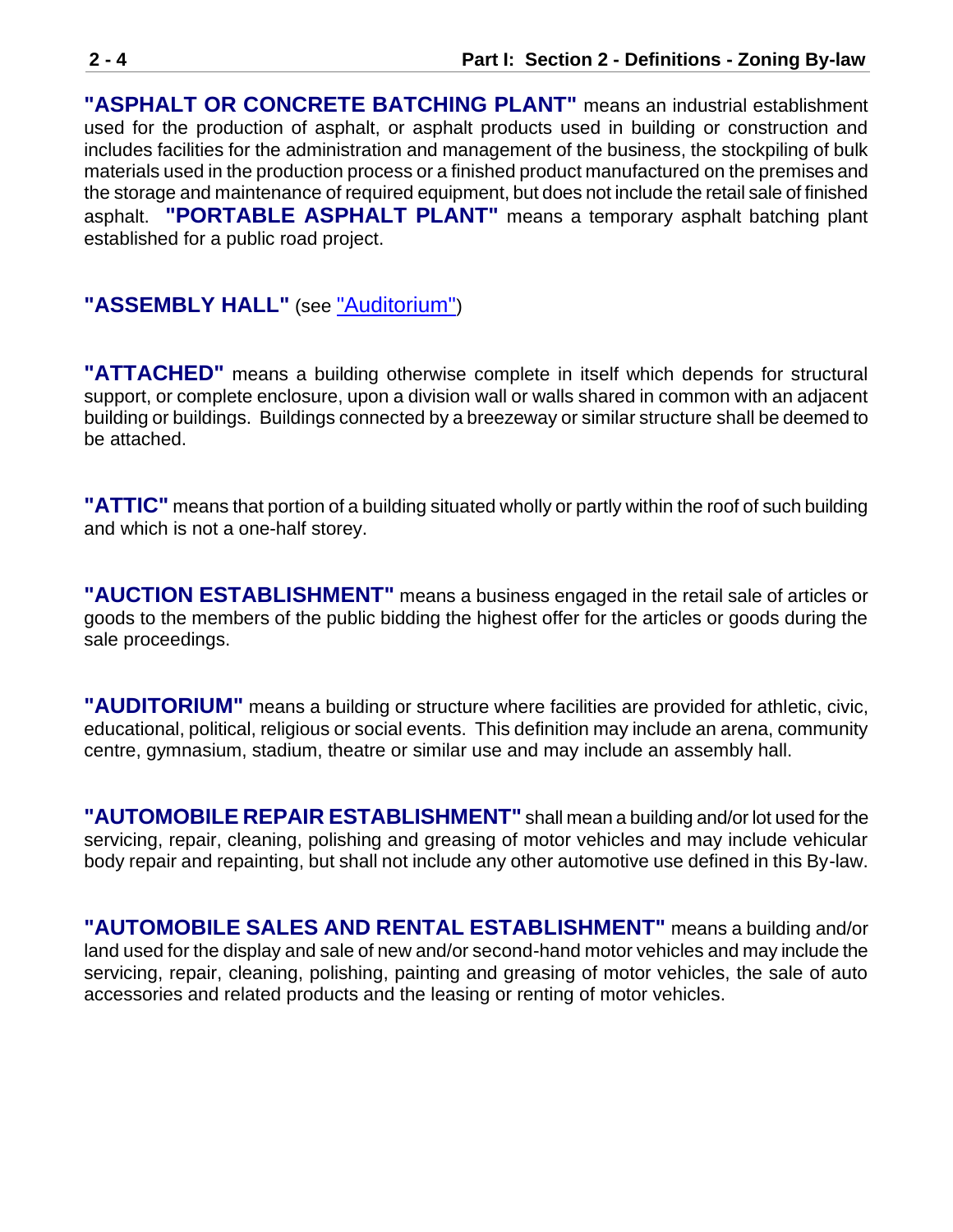**"ASPHALT OR CONCRETE BATCHING PLANT"** means an industrial establishment used for the production of asphalt, or asphalt products used in building or construction and includes facilities for the administration and management of the business, the stockpiling of bulk materials used in the production process or a finished product manufactured on the premises and the storage and maintenance of required equipment, but does not include the retail sale of finished asphalt. **"PORTABLE ASPHALT PLANT"** means a temporary asphalt batching plant established for a public road project.

**"ASSEMBLY HALL"** (see "Auditorium")

**"ATTACHED"** means a building otherwise complete in itself which depends for structural support, or complete enclosure, upon a division wall or walls shared in common with an adjacent building or buildings. Buildings connected by a breezeway or similar structure shall be deemed to be attached.

**"ATTIC"** means that portion of a building situated wholly or partly within the roof of such building and which is not a one-half storey.

**"AUCTION ESTABLISHMENT"** means a business engaged in the retail sale of articles or goods to the members of the public bidding the highest offer for the articles or goods during the sale proceedings.

**"AUDITORIUM"** means a building or structure where facilities are provided for athletic, civic, educational, political, religious or social events. This definition may include an arena, community centre, gymnasium, stadium, theatre or similar use and may include an assembly hall.

**"AUTOMOBILE REPAIR ESTABLISHMENT"** shall mean a building and/or lot used for the servicing, repair, cleaning, polishing and greasing of motor vehicles and may include vehicular body repair and repainting, but shall not include any other automotive use defined in this By-law.

**"AUTOMOBILE SALES AND RENTAL ESTABLISHMENT"** means a building and/or land used for the display and sale of new and/or second-hand motor vehicles and may include the servicing, repair, cleaning, polishing, painting and greasing of motor vehicles, the sale of auto accessories and related products and the leasing or renting of motor vehicles.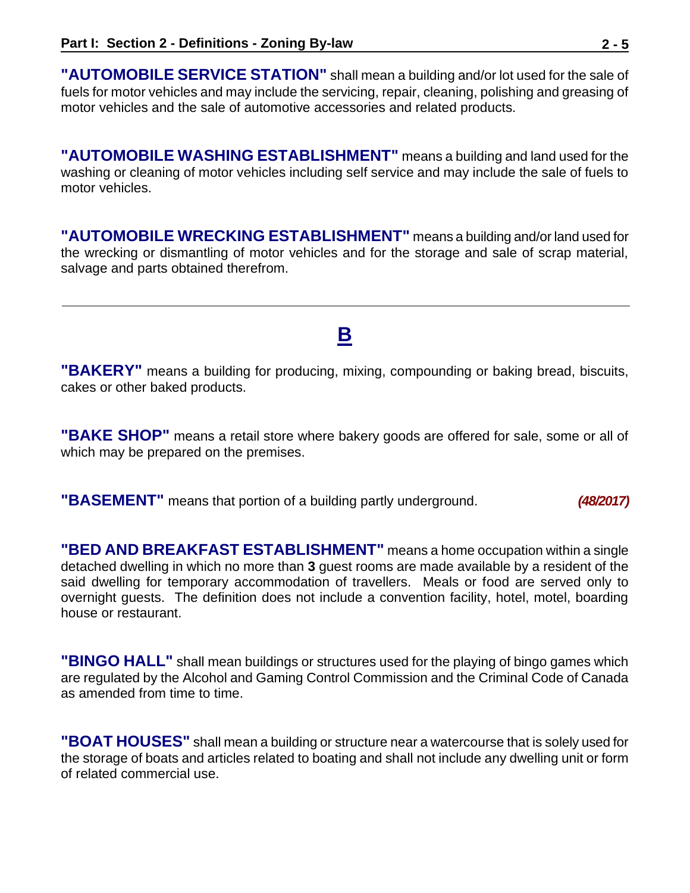**"AUTOMOBILE SERVICE STATION"** shall mean a building and/or lot used for the sale of fuels for motor vehicles and may include the servicing, repair, cleaning, polishing and greasing of motor vehicles and the sale of automotive accessories and related products.

**"AUTOMOBILE WASHING ESTABLISHMENT"** means a building and land used for the washing or cleaning of motor vehicles including self service and may include the sale of fuels to motor vehicles.

**"AUTOMOBILE WRECKING ESTABLISHMENT"** means a building and/or land used for the wrecking or dismantling of motor vehicles and for the storage and sale of scrap material, salvage and parts obtained therefrom.

---

## B

**"BAKERY"** means a building for producing, mixing, compounding or baking bread, biscuits, cakes or other baked products.

**"BAKE SHOP"** means a retail store where bakery goods are offered for sale, some or all of which may be prepared on the premises.

**"BASEMENT"** means that portion of a building partly underground. ***(48/2017)***

**"BED AND BREAKFAST ESTABLISHMENT"** means a home occupation within a single detached dwelling in which no more than **3** guest rooms are made available by a resident of the said dwelling for temporary accommodation of travellers. Meals or food are served only to overnight guests. The definition does not include a convention facility, hotel, motel, boarding house or restaurant.

**"BINGO HALL"** shall mean buildings or structures used for the playing of bingo games which are regulated by the Alcohol and Gaming Control Commission and the Criminal Code of Canada as amended from time to time.

**"BOAT HOUSES"** shall mean a building or structure near a watercourse that is solely used for the storage of boats and articles related to boating and shall not include any dwelling unit or form of related commercial use.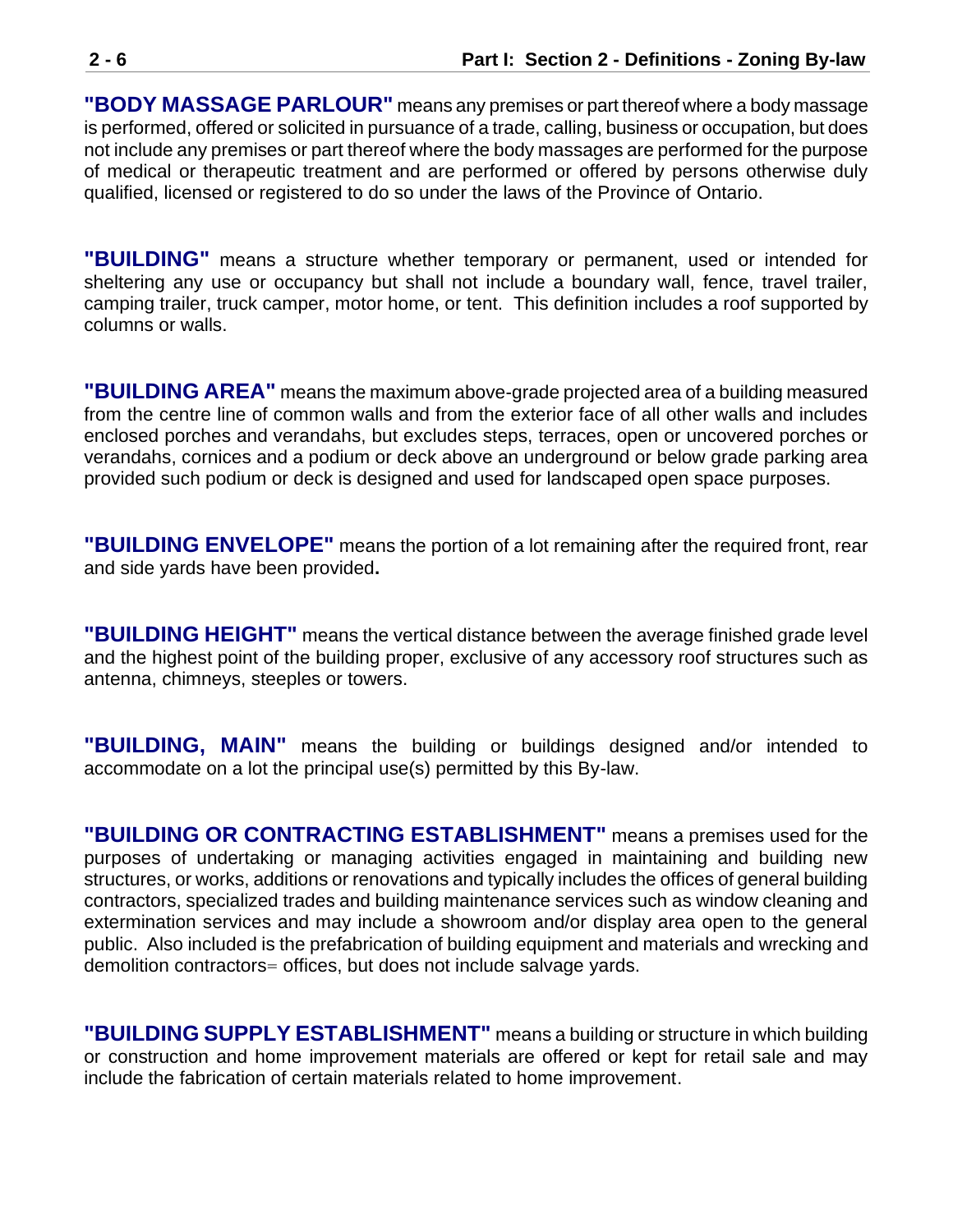**"BODY MASSAGE PARLOUR"** means any premises or part thereof where a body massage is performed, offered or solicited in pursuance of a trade, calling, business or occupation, but does not include any premises or part thereof where the body massages are performed for the purpose of medical or therapeutic treatment and are performed or offered by persons otherwise duly qualified, licensed or registered to do so under the laws of the Province of Ontario.

**"BUILDING"** means a structure whether temporary or permanent, used or intended for sheltering any use or occupancy but shall not include a boundary wall, fence, travel trailer, camping trailer, truck camper, motor home, or tent. This definition includes a roof supported by columns or walls.

**"BUILDING AREA"** means the maximum above-grade projected area of a building measured from the centre line of common walls and from the exterior face of all other walls and includes enclosed porches and verandahs, but excludes steps, terraces, open or uncovered porches or verandahs, cornices and a podium or deck above an underground or below grade parking area provided such podium or deck is designed and used for landscaped open space purposes.

**"BUILDING ENVELOPE"** means the portion of a lot remaining after the required front, rear and side yards have been provided**.**

**"BUILDING HEIGHT"** means the vertical distance between the average finished grade level and the highest point of the building proper, exclusive of any accessory roof structures such as antenna, chimneys, steeples or towers.

**"BUILDING, MAIN"** means the building or buildings designed and/or intended to accommodate on a lot the principal use(s) permitted by this By-law.

**"BUILDING OR CONTRACTING ESTABLISHMENT"** means a premises used for the purposes of undertaking or managing activities engaged in maintaining and building new structures, or works, additions or renovations and typically includes the offices of general building contractors, specialized trades and building maintenance services such as window cleaning and extermination services and may include a showroom and/or display area open to the general public. Also included is the prefabrication of building equipment and materials and wrecking and demolition contractors= offices, but does not include salvage yards.

**"BUILDING SUPPLY ESTABLISHMENT"** means a building or structure in which building or construction and home improvement materials are offered or kept for retail sale and may include the fabrication of certain materials related to home improvement.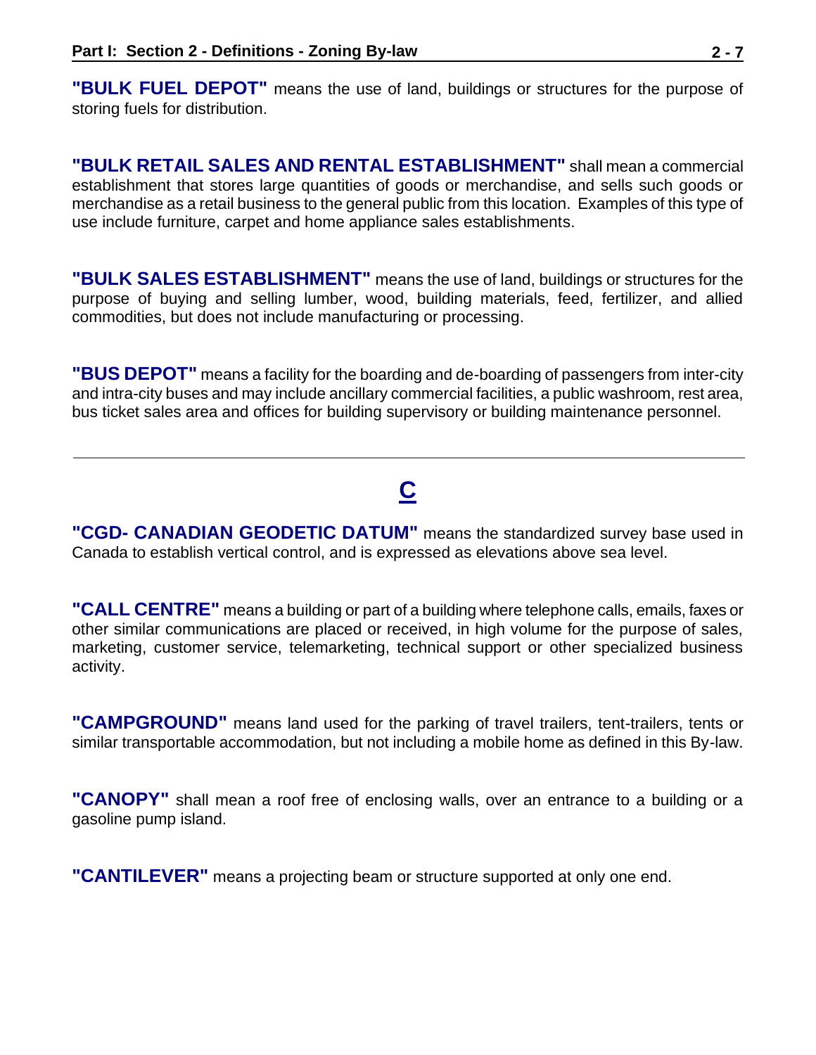**"BULK FUEL DEPOT"** means the use of land, buildings or structures for the purpose of storing fuels for distribution.

**"BULK RETAIL SALES AND RENTAL ESTABLISHMENT"** shall mean a commercial establishment that stores large quantities of goods or merchandise, and sells such goods or merchandise as a retail business to the general public from this location. Examples of this type of use include furniture, carpet and home appliance sales establishments.

**"BULK SALES ESTABLISHMENT"** means the use of land, buildings or structures for the purpose of buying and selling lumber, wood, building materials, feed, fertilizer, and allied commodities, but does not include manufacturing or processing.

**"BUS DEPOT"** means a facility for the boarding and de-boarding of passengers from inter-city and intra-city buses and may include ancillary commercial facilities, a public washroom, rest area, bus ticket sales area and offices for building supervisory or building maintenance personnel.

---

## C

**"CGD- CANADIAN GEODETIC DATUM"** means the standardized survey base used in Canada to establish vertical control, and is expressed as elevations above sea level.

**"CALL CENTRE"** means a building or part of a building where telephone calls, emails, faxes or other similar communications are placed or received, in high volume for the purpose of sales, marketing, customer service, telemarketing, technical support or other specialized business activity.

**"CAMPGROUND"** means land used for the parking of travel trailers, tent-trailers, tents or similar transportable accommodation, but not including a mobile home as defined in this By-law.

**"CANOPY"** shall mean a roof free of enclosing walls, over an entrance to a building or a gasoline pump island.

**"CANTILEVER"** means a projecting beam or structure supported at only one end.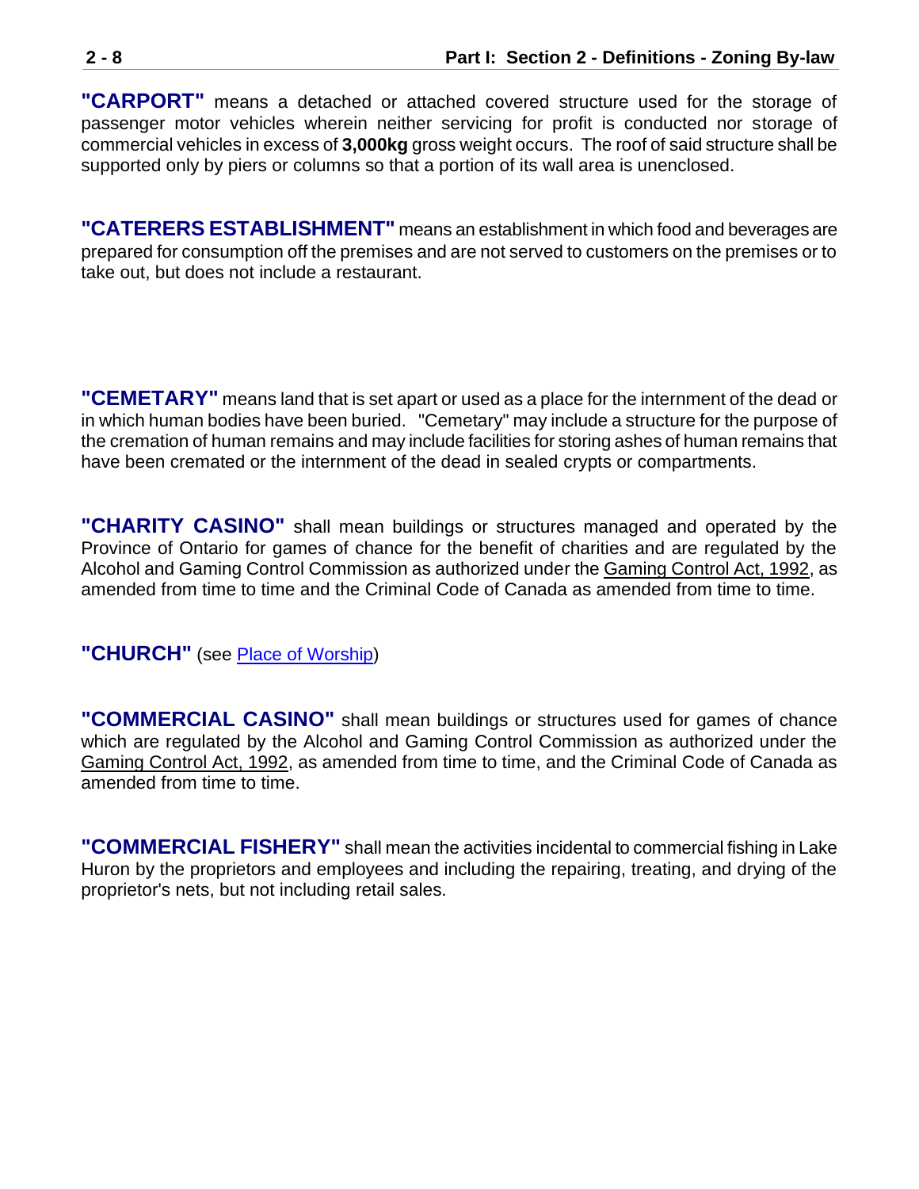**"CARPORT"** means a detached or attached covered structure used for the storage of passenger motor vehicles wherein neither servicing for profit is conducted nor storage of commercial vehicles in excess of **3,000kg** gross weight occurs. The roof of said structure shall be supported only by piers or columns so that a portion of its wall area is unenclosed.

**"CATERERS ESTABLISHMENT"** means an establishment in which food and beverages are prepared for consumption off the premises and are not served to customers on the premises or to take out, but does not include a restaurant.

**"CEMETARY"** means land that is set apart or used as a place for the internment of the dead or in which human bodies have been buried. "Cemetary" may include a structure for the purpose of the cremation of human remains and may include facilities for storing ashes of human remains that have been cremated or the internment of the dead in sealed crypts or compartments.

**"CHARITY CASINO"** shall mean buildings or structures managed and operated by the Province of Ontario for games of chance for the benefit of charities and are regulated by the Alcohol and Gaming Control Commission as authorized under the Gaming Control Act, 1992, as amended from time to time and the Criminal Code of Canada as amended from time to time.

**"CHURCH"** (see Place of Worship)

**"COMMERCIAL CASINO"** shall mean buildings or structures used for games of chance which are regulated by the Alcohol and Gaming Control Commission as authorized under the Gaming Control Act, 1992, as amended from time to time, and the Criminal Code of Canada as amended from time to time.

**"COMMERCIAL FISHERY"** shall mean the activities incidental to commercial fishing in Lake Huron by the proprietors and employees and including the repairing, treating, and drying of the proprietor's nets, but not including retail sales.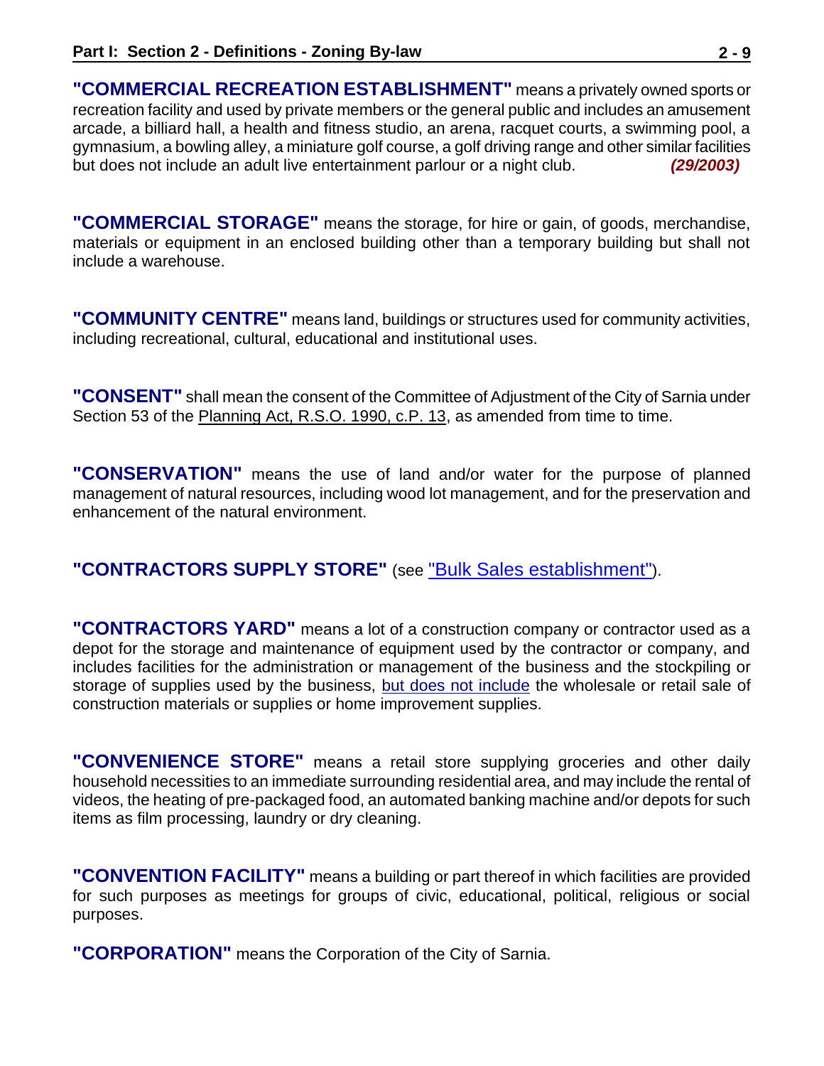**"COMMERCIAL RECREATION ESTABLISHMENT"** means a privately owned sports or recreation facility and used by private members or the general public and includes an amusement arcade, a billiard hall, a health and fitness studio, an arena, racquet courts, a swimming pool, a gymnasium, a bowling alley, a miniature golf course, a golf driving range and other similar facilities but does not include an adult live entertainment parlour or a night club. ***(29/2003)***

**"COMMERCIAL STORAGE"** means the storage, for hire or gain, of goods, merchandise, materials or equipment in an enclosed building other than a temporary building but shall not include a warehouse.

**"COMMUNITY CENTRE"** means land, buildings or structures used for community activities, including recreational, cultural, educational and institutional uses.

**"CONSENT"** shall mean the consent of the Committee of Adjustment of the City of Sarnia under Section 53 of the Planning Act, R.S.O. 1990, c.P. 13, as amended from time to time.

**"CONSERVATION"** means the use of land and/or water for the purpose of planned management of natural resources, including wood lot management, and for the preservation and enhancement of the natural environment.

**"CONTRACTORS SUPPLY STORE"** (see "Bulk Sales establishment").

**"CONTRACTORS YARD"** means a lot of a construction company or contractor used as a depot for the storage and maintenance of equipment used by the contractor or company, and includes facilities for the administration or management of the business and the stockpiling or storage of supplies used by the business, but does not include the wholesale or retail sale of construction materials or supplies or home improvement supplies.

**"CONVENIENCE STORE"** means a retail store supplying groceries and other daily household necessities to an immediate surrounding residential area, and may include the rental of videos, the heating of pre-packaged food, an automated banking machine and/or depots for such items as film processing, laundry or dry cleaning.

**"CONVENTION FACILITY"** means a building or part thereof in which facilities are provided for such purposes as meetings for groups of civic, educational, political, religious or social purposes.

**"CORPORATION"** means the Corporation of the City of Sarnia.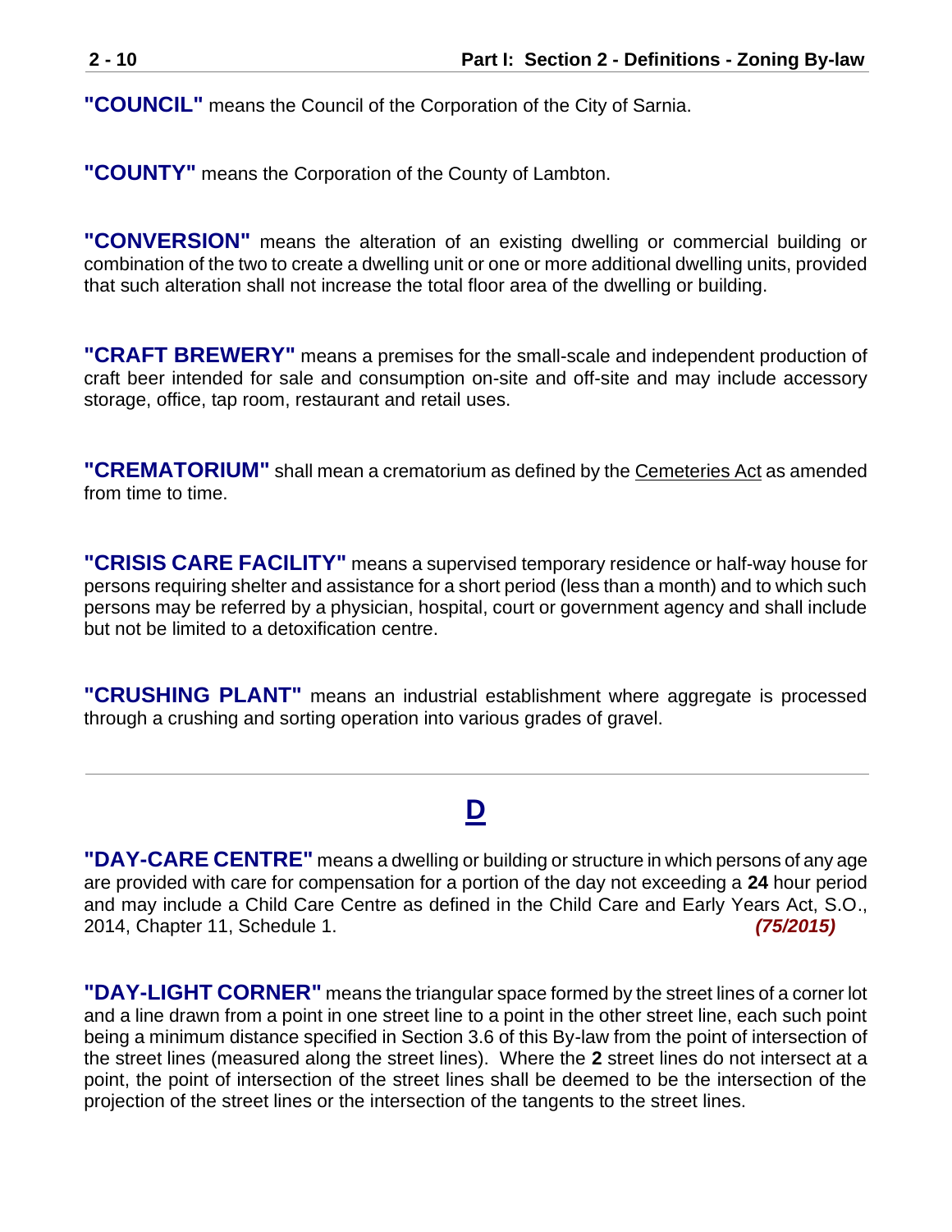**"COUNCIL"** means the Council of the Corporation of the City of Sarnia.

**"COUNTY"** means the Corporation of the County of Lambton.

**"CONVERSION"** means the alteration of an existing dwelling or commercial building or combination of the two to create a dwelling unit or one or more additional dwelling units, provided that such alteration shall not increase the total floor area of the dwelling or building.

**"CRAFT BREWERY"** means a premises for the small-scale and independent production of craft beer intended for sale and consumption on-site and off-site and may include accessory storage, office, tap room, restaurant and retail uses.

**"CREMATORIUM"** shall mean a crematorium as defined by the Cemeteries Act as amended from time to time.

**"CRISIS CARE FACILITY"** means a supervised temporary residence or half-way house for persons requiring shelter and assistance for a short period (less than a month) and to which such persons may be referred by a physician, hospital, court or government agency and shall include but not be limited to a detoxification centre.

**"CRUSHING PLANT"** means an industrial establishment where aggregate is processed through a crushing and sorting operation into various grades of gravel.

---

## D

**"DAY-CARE CENTRE"** means a dwelling or building or structure in which persons of any age are provided with care for compensation for a portion of the day not exceeding a **24** hour period and may include a Child Care Centre as defined in the Child Care and Early Years Act, S.O., 2014, Chapter 11, Schedule 1. ***(75/2015)***

**"DAY-LIGHT CORNER"** means the triangular space formed by the street lines of a corner lot and a line drawn from a point in one street line to a point in the other street line, each such point being a minimum distance specified in Section 3.6 of this By-law from the point of intersection of the street lines (measured along the street lines). Where the **2** street lines do not intersect at a point, the point of intersection of the street lines shall be deemed to be the intersection of the projection of the street lines or the intersection of the tangents to the street lines.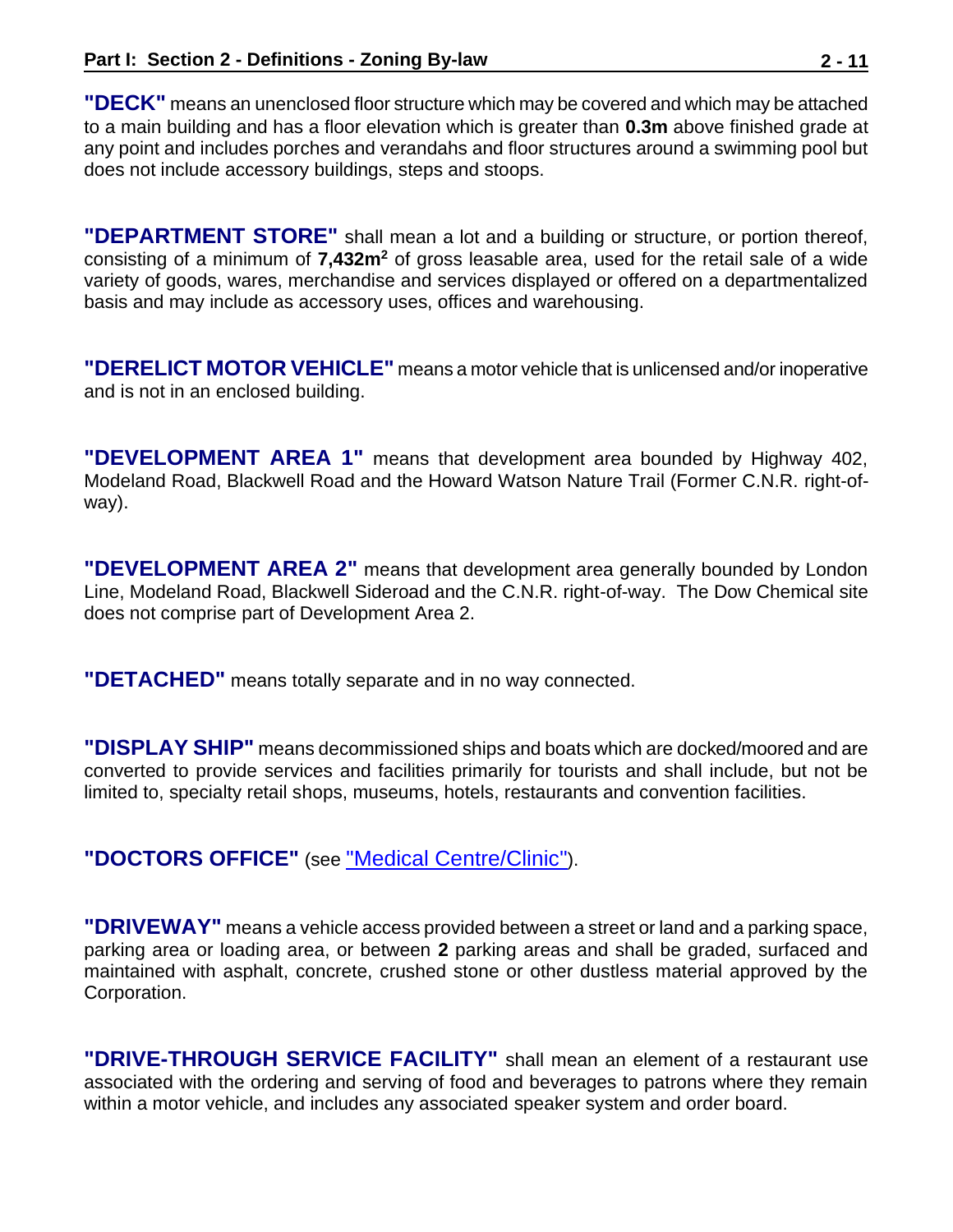**"DECK"** means an unenclosed floor structure which may be covered and which may be attached to a main building and has a floor elevation which is greater than **0.3m** above finished grade at any point and includes porches and verandahs and floor structures around a swimming pool but does not include accessory buildings, steps and stoops.

**"DEPARTMENT STORE"** shall mean a lot and a building or structure, or portion thereof, consisting of a minimum of **7,432m$^2$** of gross leasable area, used for the retail sale of a wide variety of goods, wares, merchandise and services displayed or offered on a departmentalized basis and may include as accessory uses, offices and warehousing.

**"DERELICT MOTOR VEHICLE"** means a motor vehicle that is unlicensed and/or inoperative and is not in an enclosed building.

**"DEVELOPMENT AREA 1"** means that development area bounded by Highway 402, Modeland Road, Blackwell Road and the Howard Watson Nature Trail (Former C.N.R. right-of-way).

**"DEVELOPMENT AREA 2"** means that development area generally bounded by London Line, Modeland Road, Blackwell Sideroad and the C.N.R. right-of-way. The Dow Chemical site does not comprise part of Development Area 2.

**"DETACHED"** means totally separate and in no way connected.

**"DISPLAY SHIP"** means decommissioned ships and boats which are docked/moored and are converted to provide services and facilities primarily for tourists and shall include, but not be limited to, specialty retail shops, museums, hotels, restaurants and convention facilities.

**"DOCTORS OFFICE"** (see "Medical Centre/Clinic").

**"DRIVEWAY"** means a vehicle access provided between a street or land and a parking space, parking area or loading area, or between **2** parking areas and shall be graded, surfaced and maintained with asphalt, concrete, crushed stone or other dustless material approved by the Corporation.

**"DRIVE-THROUGH SERVICE FACILITY"** shall mean an element of a restaurant use associated with the ordering and serving of food and beverages to patrons where they remain within a motor vehicle, and includes any associated speaker system and order board.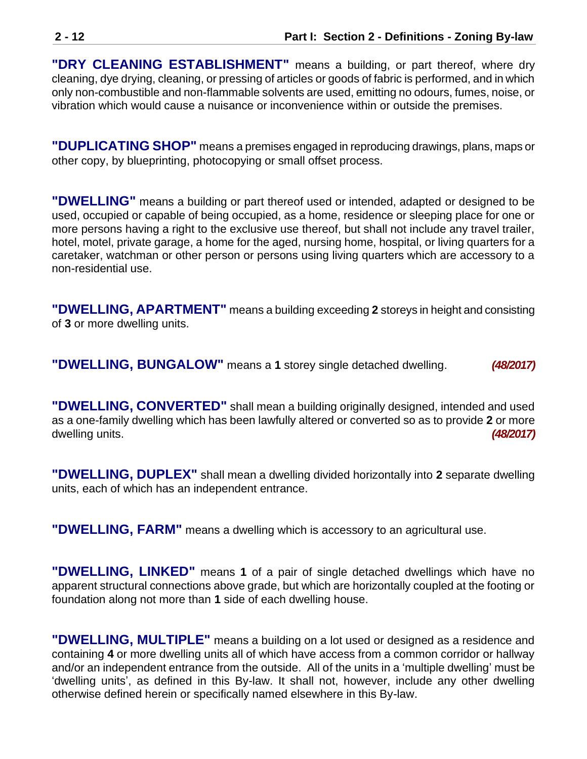**"DRY CLEANING ESTABLISHMENT"** means a building, or part thereof, where dry cleaning, dye drying, cleaning, or pressing of articles or goods of fabric is performed, and in which only non-combustible and non-flammable solvents are used, emitting no odours, fumes, noise, or vibration which would cause a nuisance or inconvenience within or outside the premises.

**"DUPLICATING SHOP"** means a premises engaged in reproducing drawings, plans, maps or other copy, by blueprinting, photocopying or small offset process.

**"DWELLING"** means a building or part thereof used or intended, adapted or designed to be used, occupied or capable of being occupied, as a home, residence or sleeping place for one or more persons having a right to the exclusive use thereof, but shall not include any travel trailer, hotel, motel, private garage, a home for the aged, nursing home, hospital, or living quarters for a caretaker, watchman or other person or persons using living quarters which are accessory to a non-residential use.

**"DWELLING, APARTMENT"** means a building exceeding **2** storeys in height and consisting of **3** or more dwelling units.

**"DWELLING, BUNGALOW"** means a **1** storey single detached dwelling. ***(48/2017)***

**"DWELLING, CONVERTED"** shall mean a building originally designed, intended and used as a one-family dwelling which has been lawfully altered or converted so as to provide **2** or more dwelling units. ***(48/2017)***

**"DWELLING, DUPLEX"** shall mean a dwelling divided horizontally into **2** separate dwelling units, each of which has an independent entrance.

**"DWELLING, FARM"** means a dwelling which is accessory to an agricultural use.

**"DWELLING, LINKED"** means **1** of a pair of single detached dwellings which have no apparent structural connections above grade, but which are horizontally coupled at the footing or foundation along not more than **1** side of each dwelling house.

**"DWELLING, MULTIPLE"** means a building on a lot used or designed as a residence and containing **4** or more dwelling units all of which have access from a common corridor or hallway and/or an independent entrance from the outside. All of the units in a 'multiple dwelling' must be 'dwelling units', as defined in this By-law. It shall not, however, include any other dwelling otherwise defined herein or specifically named elsewhere in this By-law.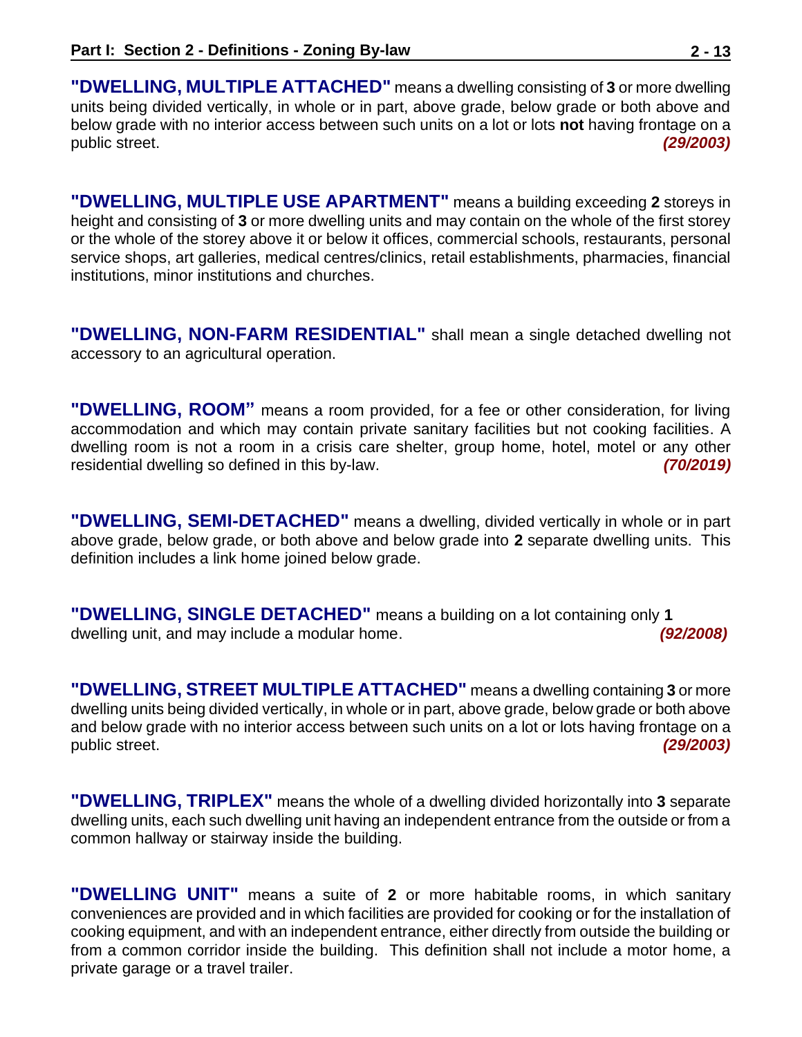**"DWELLING, MULTIPLE ATTACHED"** means a dwelling consisting of **3** or more dwelling units being divided vertically, in whole or in part, above grade, below grade or both above and below grade with no interior access between such units on a lot or lots **not** having frontage on a public street. ***(29/2003)***

**"DWELLING, MULTIPLE USE APARTMENT"** means a building exceeding **2** storeys in height and consisting of **3** or more dwelling units and may contain on the whole of the first storey or the whole of the storey above it or below it offices, commercial schools, restaurants, personal service shops, art galleries, medical centres/clinics, retail establishments, pharmacies, financial institutions, minor institutions and churches.

**"DWELLING, NON-FARM RESIDENTIAL"** shall mean a single detached dwelling not accessory to an agricultural operation.

**"DWELLING, ROOM"** means a room provided, for a fee or other consideration, for living accommodation and which may contain private sanitary facilities but not cooking facilities. A dwelling room is not a room in a crisis care shelter, group home, hotel, motel or any other residential dwelling so defined in this by-law. ***(70/2019)***

**"DWELLING, SEMI-DETACHED"** means a dwelling, divided vertically in whole or in part above grade, below grade, or both above and below grade into **2** separate dwelling units. This definition includes a link home joined below grade.

**"DWELLING, SINGLE DETACHED"** means a building on a lot containing only **1** dwelling unit, and may include a modular home. ***(92/2008)***

**"DWELLING, STREET MULTIPLE ATTACHED"** means a dwelling containing **3** or more dwelling units being divided vertically, in whole or in part, above grade, below grade or both above and below grade with no interior access between such units on a lot or lots having frontage on a public street. ***(29/2003)***

**"DWELLING, TRIPLEX"** means the whole of a dwelling divided horizontally into **3** separate dwelling units, each such dwelling unit having an independent entrance from the outside or from a common hallway or stairway inside the building.

**"DWELLING UNIT"** means a suite of **2** or more habitable rooms, in which sanitary conveniences are provided and in which facilities are provided for cooking or for the installation of cooking equipment, and with an independent entrance, either directly from outside the building or from a common corridor inside the building. This definition shall not include a motor home, a private garage or a travel trailer.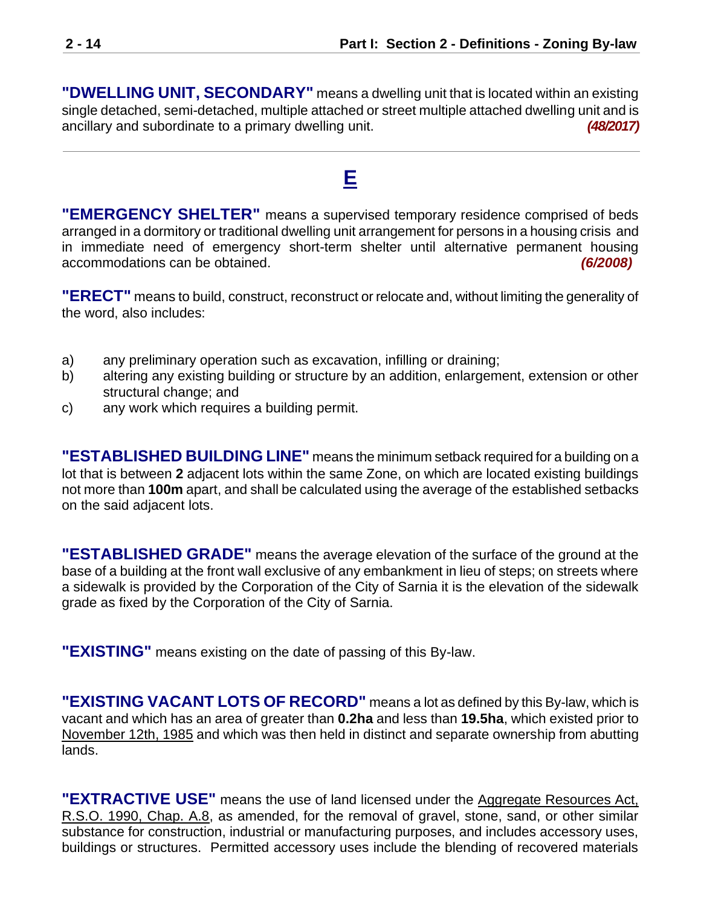**"DWELLING UNIT, SECONDARY"** means a dwelling unit that is located within an existing single detached, semi-detached, multiple attached or street multiple attached dwelling unit and is ancillary and subordinate to a primary dwelling unit. ***(48/2017)***

---

## E

**"EMERGENCY SHELTER"** means a supervised temporary residence comprised of beds arranged in a dormitory or traditional dwelling unit arrangement for persons in a housing crisis and in immediate need of emergency short-term shelter until alternative permanent housing accommodations can be obtained. ***(6/2008)***

**"ERECT"** means to build, construct, reconstruct or relocate and, without limiting the generality of the word, also includes:

a) any preliminary operation such as excavation, infilling or draining;
b) altering any existing building or structure by an addition, enlargement, extension or other structural change; and
c) any work which requires a building permit.

**"ESTABLISHED BUILDING LINE"** means the minimum setback required for a building on a lot that is between **2** adjacent lots within the same Zone, on which are located existing buildings not more than **100m** apart, and shall be calculated using the average of the established setbacks on the said adjacent lots.

**"ESTABLISHED GRADE"** means the average elevation of the surface of the ground at the base of a building at the front wall exclusive of any embankment in lieu of steps; on streets where a sidewalk is provided by the Corporation of the City of Sarnia it is the elevation of the sidewalk grade as fixed by the Corporation of the City of Sarnia.

**"EXISTING"** means existing on the date of passing of this By-law.

**"EXISTING VACANT LOTS OF RECORD"** means a lot as defined by this By-law, which is vacant and which has an area of greater than **0.2ha** and less than **19.5ha**, which existed prior to November 12th, 1985 and which was then held in distinct and separate ownership from abutting lands.

**"EXTRACTIVE USE"** means the use of land licensed under the Aggregate Resources Act, R.S.O. 1990, Chap. A.8, as amended, for the removal of gravel, stone, sand, or other similar substance for construction, industrial or manufacturing purposes, and includes accessory uses, buildings or structures. Permitted accessory uses include the blending of recovered materials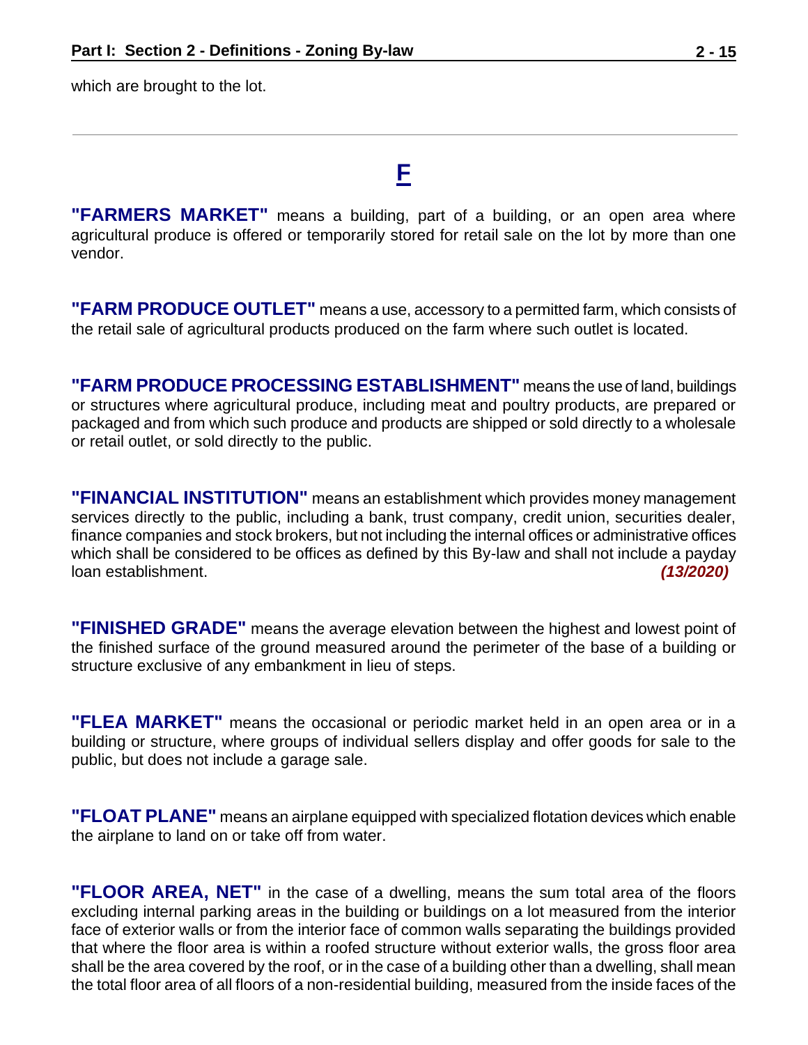which are brought to the lot.

---

## F

**"FARMERS MARKET"** means a building, part of a building, or an open area where agricultural produce is offered or temporarily stored for retail sale on the lot by more than one vendor.

**"FARM PRODUCE OUTLET"** means a use, accessory to a permitted farm, which consists of the retail sale of agricultural products produced on the farm where such outlet is located.

**"FARM PRODUCE PROCESSING ESTABLISHMENT"** means the use of land, buildings or structures where agricultural produce, including meat and poultry products, are prepared or packaged and from which such produce and products are shipped or sold directly to a wholesale or retail outlet, or sold directly to the public.

**"FINANCIAL INSTITUTION"** means an establishment which provides money management services directly to the public, including a bank, trust company, credit union, securities dealer, finance companies and stock brokers, but not including the internal offices or administrative offices which shall be considered to be offices as defined by this By-law and shall not include a payday loan establishment. ***(13/2020)***

**"FINISHED GRADE"** means the average elevation between the highest and lowest point of the finished surface of the ground measured around the perimeter of the base of a building or structure exclusive of any embankment in lieu of steps.

**"FLEA MARKET"** means the occasional or periodic market held in an open area or in a building or structure, where groups of individual sellers display and offer goods for sale to the public, but does not include a garage sale.

**"FLOAT PLANE"** means an airplane equipped with specialized flotation devices which enable the airplane to land on or take off from water.

**"FLOOR AREA, NET"** in the case of a dwelling, means the sum total area of the floors excluding internal parking areas in the building or buildings on a lot measured from the interior face of exterior walls or from the interior face of common walls separating the buildings provided that where the floor area is within a roofed structure without exterior walls, the gross floor area shall be the area covered by the roof, or in the case of a building other than a dwelling, shall mean the total floor area of all floors of a non-residential building, measured from the inside faces of the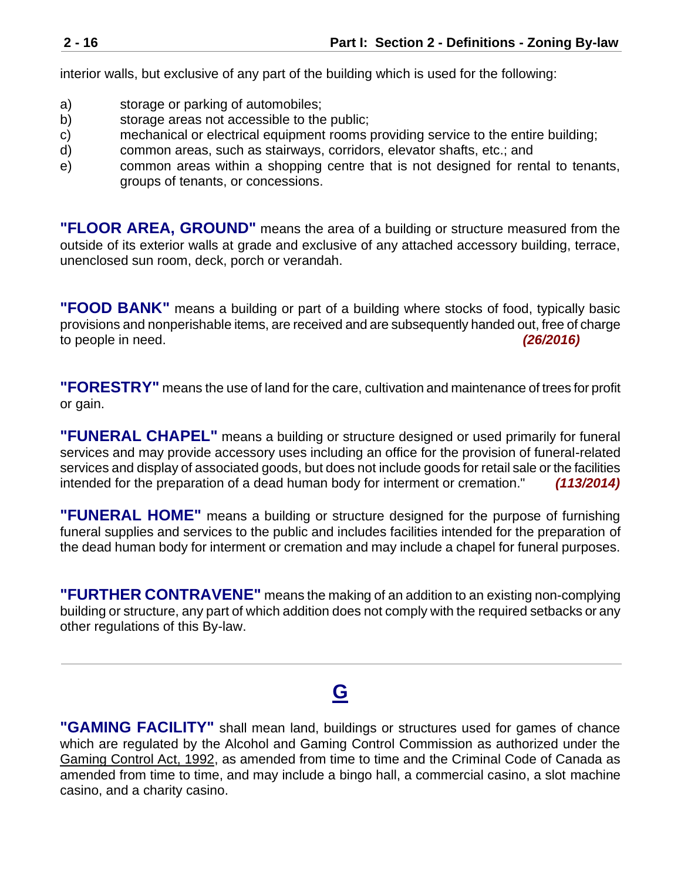interior walls, but exclusive of any part of the building which is used for the following:

a) storage or parking of automobiles;
b) storage areas not accessible to the public;
c) mechanical or electrical equipment rooms providing service to the entire building;
d) common areas, such as stairways, corridors, elevator shafts, etc.; and
e) common areas within a shopping centre that is not designed for rental to tenants, groups of tenants, or concessions.

**"FLOOR AREA, GROUND"** means the area of a building or structure measured from the outside of its exterior walls at grade and exclusive of any attached accessory building, terrace, unenclosed sun room, deck, porch or verandah.

**"FOOD BANK"** means a building or part of a building where stocks of food, typically basic provisions and nonperishable items, are received and are subsequently handed out, free of charge to people in need. ***(26/2016)***

**"FORESTRY"** means the use of land for the care, cultivation and maintenance of trees for profit or gain.

**"FUNERAL CHAPEL"** means a building or structure designed or used primarily for funeral services and may provide accessory uses including an office for the provision of funeral-related services and display of associated goods, but does not include goods for retail sale or the facilities intended for the preparation of a dead human body for interment or cremation." ***(113/2014)***

**"FUNERAL HOME"** means a building or structure designed for the purpose of furnishing funeral supplies and services to the public and includes facilities intended for the preparation of the dead human body for interment or cremation and may include a chapel for funeral purposes.

**"FURTHER CONTRAVENE"** means the making of an addition to an existing non-complying building or structure, any part of which addition does not comply with the required setbacks or any other regulations of this By-law.

---

## G

**"GAMING FACILITY"** shall mean land, buildings or structures used for games of chance which are regulated by the Alcohol and Gaming Control Commission as authorized under the Gaming Control Act, 1992, as amended from time to time and the Criminal Code of Canada as amended from time to time, and may include a bingo hall, a commercial casino, a slot machine casino, and a charity casino.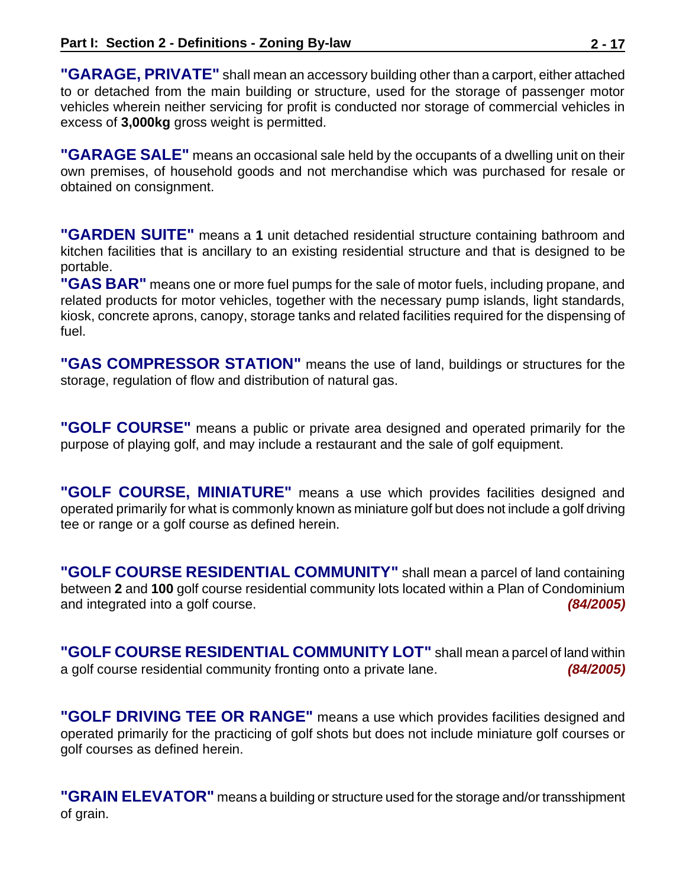**"GARAGE, PRIVATE"** shall mean an accessory building other than a carport, either attached to or detached from the main building or structure, used for the storage of passenger motor vehicles wherein neither servicing for profit is conducted nor storage of commercial vehicles in excess of **3,000kg** gross weight is permitted.

**"GARAGE SALE"** means an occasional sale held by the occupants of a dwelling unit on their own premises, of household goods and not merchandise which was purchased for resale or obtained on consignment.

**"GARDEN SUITE"** means a **1** unit detached residential structure containing bathroom and kitchen facilities that is ancillary to an existing residential structure and that is designed to be portable.

**"GAS BAR"** means one or more fuel pumps for the sale of motor fuels, including propane, and related products for motor vehicles, together with the necessary pump islands, light standards, kiosk, concrete aprons, canopy, storage tanks and related facilities required for the dispensing of fuel.

**"GAS COMPRESSOR STATION"** means the use of land, buildings or structures for the storage, regulation of flow and distribution of natural gas.

**"GOLF COURSE"** means a public or private area designed and operated primarily for the purpose of playing golf, and may include a restaurant and the sale of golf equipment.

**"GOLF COURSE, MINIATURE"** means a use which provides facilities designed and operated primarily for what is commonly known as miniature golf but does not include a golf driving tee or range or a golf course as defined herein.

**"GOLF COURSE RESIDENTIAL COMMUNITY"** shall mean a parcel of land containing between **2** and **100** golf course residential community lots located within a Plan of Condominium and integrated into a golf course. ***(84/2005)***

**"GOLF COURSE RESIDENTIAL COMMUNITY LOT"** shall mean a parcel of land within a golf course residential community fronting onto a private lane. ***(84/2005)***

**"GOLF DRIVING TEE OR RANGE"** means a use which provides facilities designed and operated primarily for the practicing of golf shots but does not include miniature golf courses or golf courses as defined herein.

**"GRAIN ELEVATOR"** means a building or structure used for the storage and/or transshipment of grain.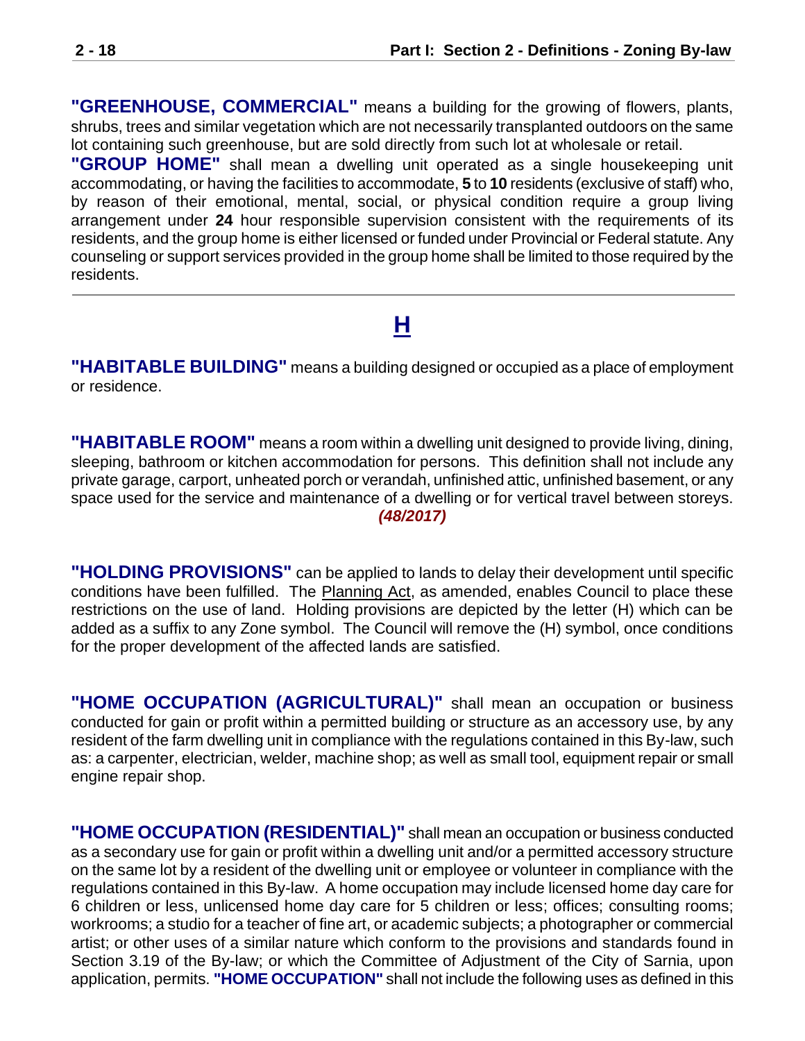**"GREENHOUSE, COMMERCIAL"** means a building for the growing of flowers, plants, shrubs, trees and similar vegetation which are not necessarily transplanted outdoors on the same lot containing such greenhouse, but are sold directly from such lot at wholesale or retail.

**"GROUP HOME"** shall mean a dwelling unit operated as a single housekeeping unit accommodating, or having the facilities to accommodate, **5** to **10** residents (exclusive of staff) who, by reason of their emotional, mental, social, or physical condition require a group living arrangement under **24** hour responsible supervision consistent with the requirements of its residents, and the group home is either licensed or funded under Provincial or Federal statute. Any counseling or support services provided in the group home shall be limited to those required by the residents.

---

## H

**"HABITABLE BUILDING"** means a building designed or occupied as a place of employment or residence.

**"HABITABLE ROOM"** means a room within a dwelling unit designed to provide living, dining, sleeping, bathroom or kitchen accommodation for persons. This definition shall not include any private garage, carport, unheated porch or verandah, unfinished attic, unfinished basement, or any space used for the service and maintenance of a dwelling or for vertical travel between storeys. ***(48/2017)***

**"HOLDING PROVISIONS"** can be applied to lands to delay their development until specific conditions have been fulfilled. The Planning Act, as amended, enables Council to place these restrictions on the use of land. Holding provisions are depicted by the letter (H) which can be added as a suffix to any Zone symbol. The Council will remove the (H) symbol, once conditions for the proper development of the affected lands are satisfied.

**"HOME OCCUPATION (AGRICULTURAL)"** shall mean an occupation or business conducted for gain or profit within a permitted building or structure as an accessory use, by any resident of the farm dwelling unit in compliance with the regulations contained in this By-law, such as: a carpenter, electrician, welder, machine shop; as well as small tool, equipment repair or small engine repair shop.

**"HOME OCCUPATION (RESIDENTIAL)"** shall mean an occupation or business conducted as a secondary use for gain or profit within a dwelling unit and/or a permitted accessory structure on the same lot by a resident of the dwelling unit or employee or volunteer in compliance with the regulations contained in this By-law. A home occupation may include licensed home day care for 6 children or less, unlicensed home day care for 5 children or less; offices; consulting rooms; workrooms; a studio for a teacher of fine art, or academic subjects; a photographer or commercial artist; or other uses of a similar nature which conform to the provisions and standards found in Section 3.19 of the By-law; or which the Committee of Adjustment of the City of Sarnia, upon application, permits. **"HOME OCCUPATION"** shall not include the following uses as defined in this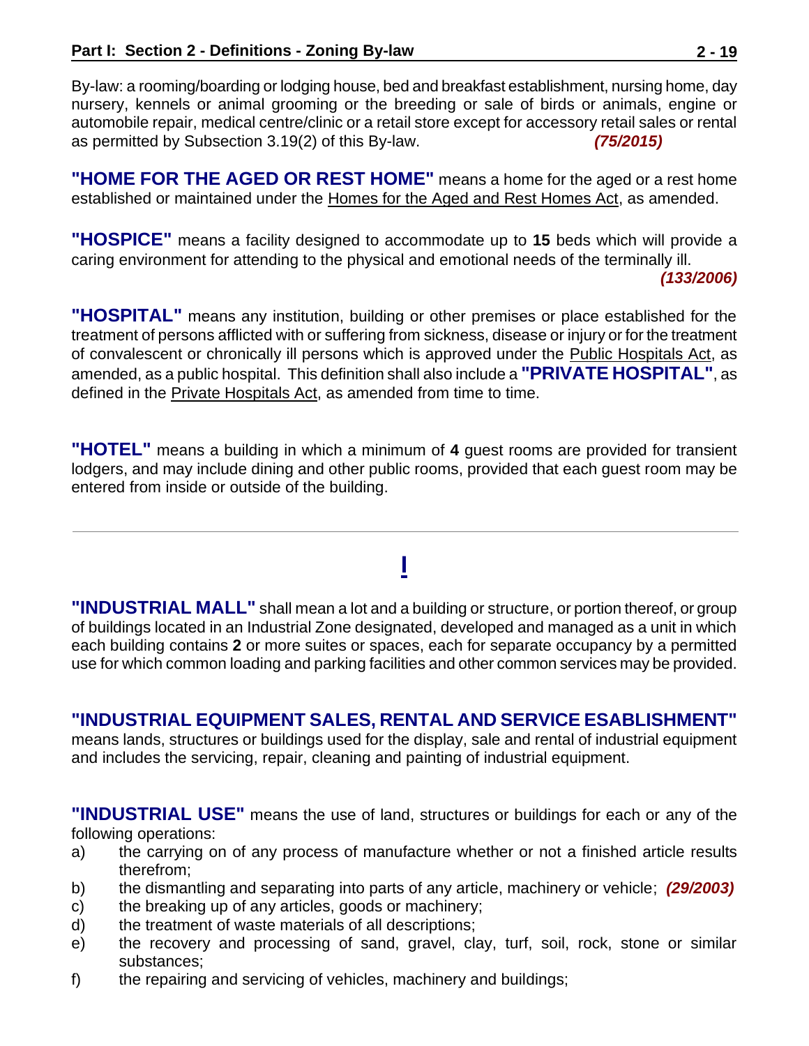By-law: a rooming/boarding or lodging house, bed and breakfast establishment, nursing home, day nursery, kennels or animal grooming or the breeding or sale of birds or animals, engine or automobile repair, medical centre/clinic or a retail store except for accessory retail sales or rental as permitted by Subsection 3.19(2) of this By-law. ***(75/2015)***

**"HOME FOR THE AGED OR REST HOME"** means a home for the aged or a rest home established or maintained under the Homes for the Aged and Rest Homes Act, as amended.

**"HOSPICE"** means a facility designed to accommodate up to **15** beds which will provide a caring environment for attending to the physical and emotional needs of the terminally ill. ***(133/2006)***

**"HOSPITAL"** means any institution, building or other premises or place established for the treatment of persons afflicted with or suffering from sickness, disease or injury or for the treatment of convalescent or chronically ill persons which is approved under the Public Hospitals Act, as amended, as a public hospital. This definition shall also include a **"PRIVATE HOSPITAL"**, as defined in the Private Hospitals Act, as amended from time to time.

**"HOTEL"** means a building in which a minimum of **4** guest rooms are provided for transient lodgers, and may include dining and other public rooms, provided that each guest room may be entered from inside or outside of the building.

---

## I

**"INDUSTRIAL MALL"** shall mean a lot and a building or structure, or portion thereof, or group of buildings located in an Industrial Zone designated, developed and managed as a unit in which each building contains **2** or more suites or spaces, each for separate occupancy by a permitted use for which common loading and parking facilities and other common services may be provided.

**"INDUSTRIAL EQUIPMENT SALES, RENTAL AND SERVICE ESABLISHMENT"** means lands, structures or buildings used for the display, sale and rental of industrial equipment and includes the servicing, repair, cleaning and painting of industrial equipment.

**"INDUSTRIAL USE"** means the use of land, structures or buildings for each or any of the following operations:

a) the carrying on of any process of manufacture whether or not a finished article results therefrom;
b) the dismantling and separating into parts of any article, machinery or vehicle; ***(29/2003)***
c) the breaking up of any articles, goods or machinery;
d) the treatment of waste materials of all descriptions;
e) the recovery and processing of sand, gravel, clay, turf, soil, rock, stone or similar substances;
f) the repairing and servicing of vehicles, machinery and buildings;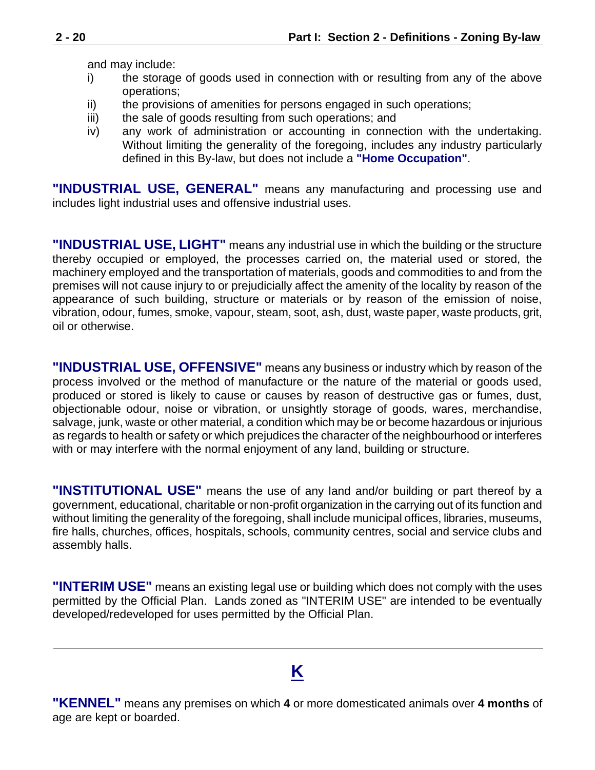and may include:

i) the storage of goods used in connection with or resulting from any of the above operations;

ii) the provisions of amenities for persons engaged in such operations;

iii) the sale of goods resulting from such operations; and

iv) any work of administration or accounting in connection with the undertaking. Without limiting the generality of the foregoing, includes any industry particularly defined in this By-law, but does not include a **"Home Occupation"**.

**"INDUSTRIAL USE, GENERAL"** means any manufacturing and processing use and includes light industrial uses and offensive industrial uses.

**"INDUSTRIAL USE, LIGHT"** means any industrial use in which the building or the structure thereby occupied or employed, the processes carried on, the material used or stored, the machinery employed and the transportation of materials, goods and commodities to and from the premises will not cause injury to or prejudicially affect the amenity of the locality by reason of the appearance of such building, structure or materials or by reason of the emission of noise, vibration, odour, fumes, smoke, vapour, steam, soot, ash, dust, waste paper, waste products, grit, oil or otherwise.

**"INDUSTRIAL USE, OFFENSIVE"** means any business or industry which by reason of the process involved or the method of manufacture or the nature of the material or goods used, produced or stored is likely to cause or causes by reason of destructive gas or fumes, dust, objectionable odour, noise or vibration, or unsightly storage of goods, wares, merchandise, salvage, junk, waste or other material, a condition which may be or become hazardous or injurious as regards to health or safety or which prejudices the character of the neighbourhood or interferes with or may interfere with the normal enjoyment of any land, building or structure.

**"INSTITUTIONAL USE"** means the use of any land and/or building or part thereof by a government, educational, charitable or non-profit organization in the carrying out of its function and without limiting the generality of the foregoing, shall include municipal offices, libraries, museums, fire halls, churches, offices, hospitals, schools, community centres, social and service clubs and assembly halls.

**"INTERIM USE"** means an existing legal use or building which does not comply with the uses permitted by the Official Plan. Lands zoned as "INTERIM USE" are intended to be eventually developed/redeveloped for uses permitted by the Official Plan.

---

## K

**"KENNEL"** means any premises on which **4** or more domesticated animals over **4 months** of age are kept or boarded.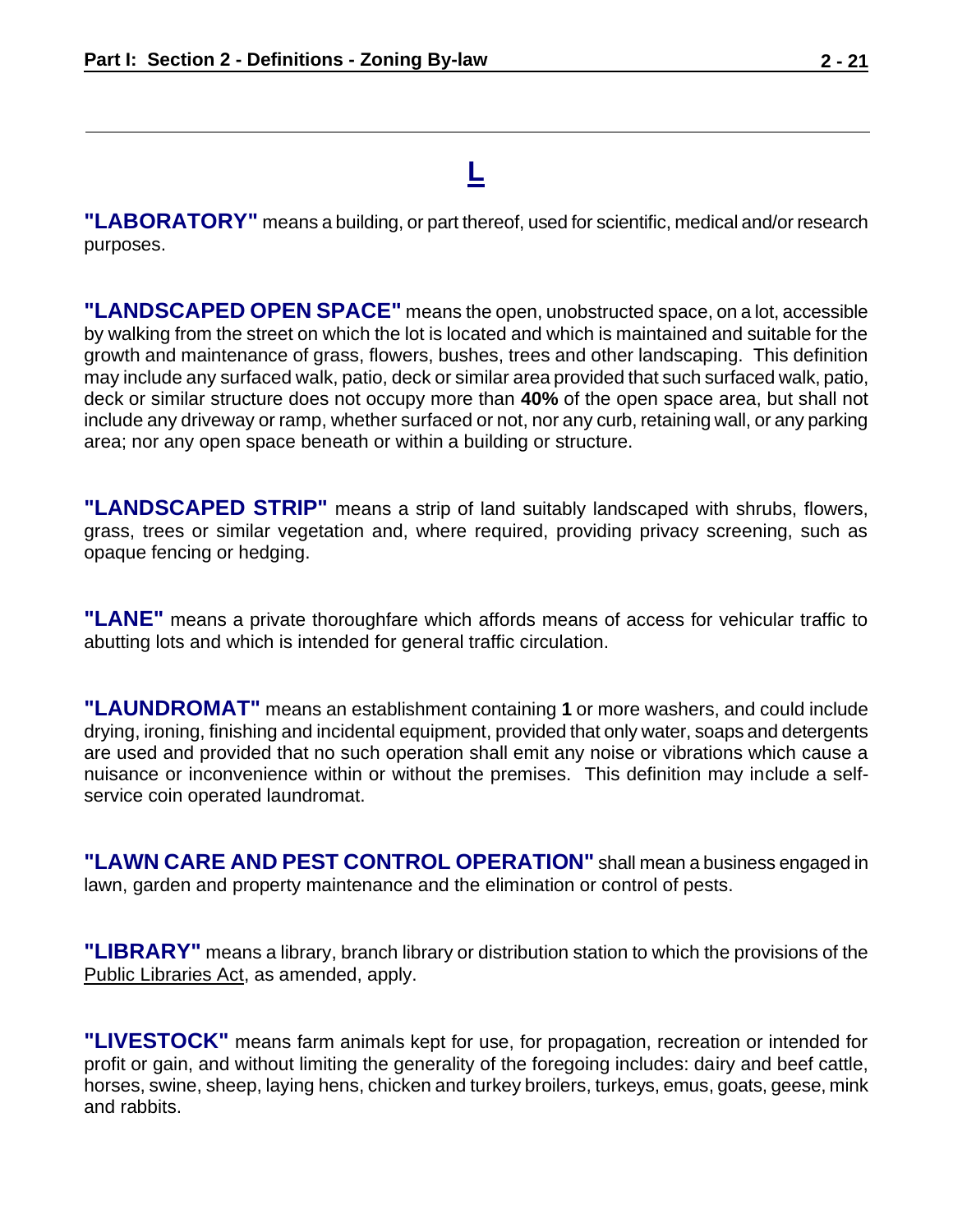# L

**"LABORATORY"** means a building, or part thereof, used for scientific, medical and/or research purposes.

**"LANDSCAPED OPEN SPACE"** means the open, unobstructed space, on a lot, accessible by walking from the street on which the lot is located and which is maintained and suitable for the growth and maintenance of grass, flowers, bushes, trees and other landscaping. This definition may include any surfaced walk, patio, deck or similar area provided that such surfaced walk, patio, deck or similar structure does not occupy more than **40%** of the open space area, but shall not include any driveway or ramp, whether surfaced or not, nor any curb, retaining wall, or any parking area; nor any open space beneath or within a building or structure.

**"LANDSCAPED STRIP"** means a strip of land suitably landscaped with shrubs, flowers, grass, trees or similar vegetation and, where required, providing privacy screening, such as opaque fencing or hedging.

**"LANE"** means a private thoroughfare which affords means of access for vehicular traffic to abutting lots and which is intended for general traffic circulation.

**"LAUNDROMAT"** means an establishment containing **1** or more washers, and could include drying, ironing, finishing and incidental equipment, provided that only water, soaps and detergents are used and provided that no such operation shall emit any noise or vibrations which cause a nuisance or inconvenience within or without the premises. This definition may include a self-service coin operated laundromat.

**"LAWN CARE AND PEST CONTROL OPERATION"** shall mean a business engaged in lawn, garden and property maintenance and the elimination or control of pests.

**"LIBRARY"** means a library, branch library or distribution station to which the provisions of the Public Libraries Act, as amended, apply.

**"LIVESTOCK"** means farm animals kept for use, for propagation, recreation or intended for profit or gain, and without limiting the generality of the foregoing includes: dairy and beef cattle, horses, swine, sheep, laying hens, chicken and turkey broilers, turkeys, emus, goats, geese, mink and rabbits.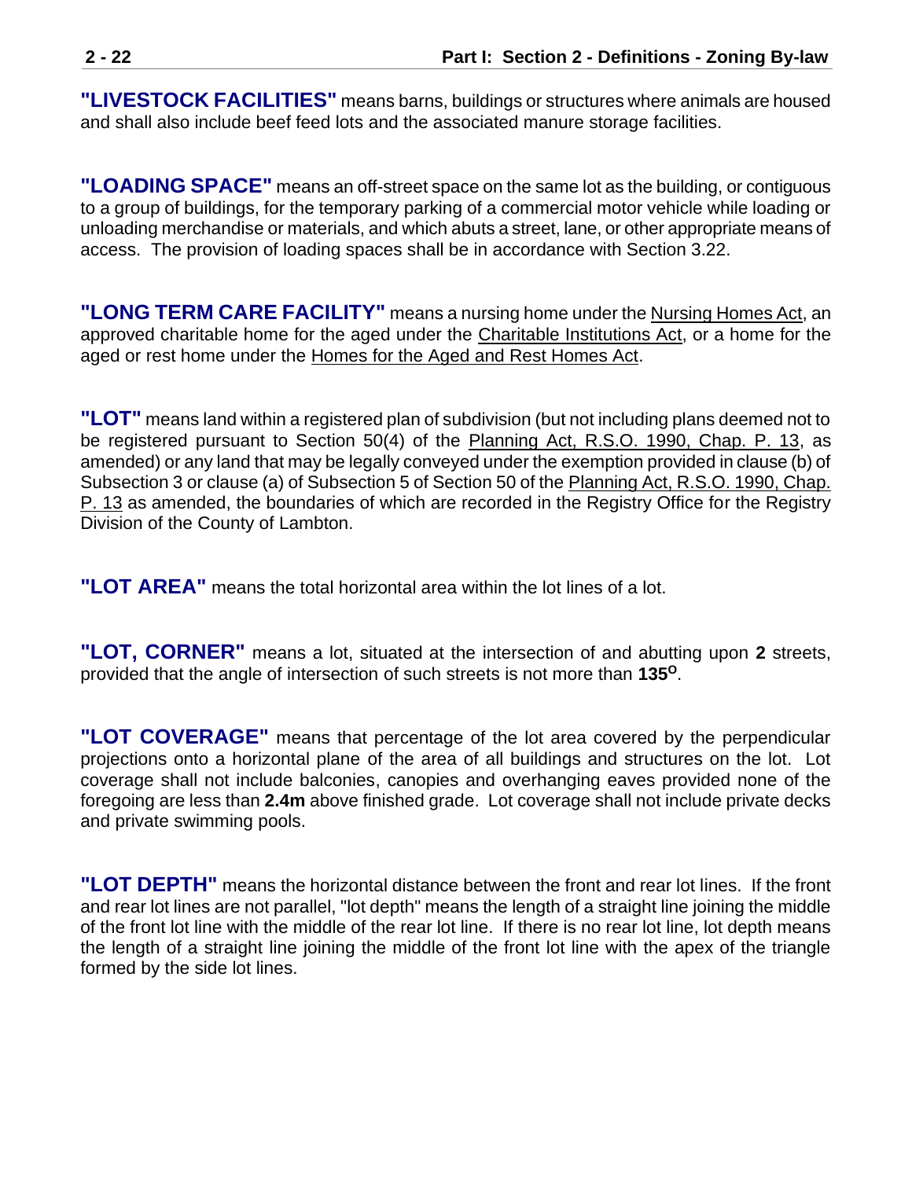**"LIVESTOCK FACILITIES"** means barns, buildings or structures where animals are housed and shall also include beef feed lots and the associated manure storage facilities.

**"LOADING SPACE"** means an off-street space on the same lot as the building, or contiguous to a group of buildings, for the temporary parking of a commercial motor vehicle while loading or unloading merchandise or materials, and which abuts a street, lane, or other appropriate means of access. The provision of loading spaces shall be in accordance with Section 3.22.

**"LONG TERM CARE FACILITY"** means a nursing home under the Nursing Homes Act, an approved charitable home for the aged under the Charitable Institutions Act, or a home for the aged or rest home under the Homes for the Aged and Rest Homes Act.

**"LOT"** means land within a registered plan of subdivision (but not including plans deemed not to be registered pursuant to Section 50(4) of the Planning Act, R.S.O. 1990, Chap. P. 13, as amended) or any land that may be legally conveyed under the exemption provided in clause (b) of Subsection 3 or clause (a) of Subsection 5 of Section 50 of the Planning Act, R.S.O. 1990, Chap. P. 13 as amended, the boundaries of which are recorded in the Registry Office for the Registry Division of the County of Lambton.

**"LOT AREA"** means the total horizontal area within the lot lines of a lot.

**"LOT, CORNER"** means a lot, situated at the intersection of and abutting upon **2** streets, provided that the angle of intersection of such streets is not more than **135°**.

**"LOT COVERAGE"** means that percentage of the lot area covered by the perpendicular projections onto a horizontal plane of the area of all buildings and structures on the lot. Lot coverage shall not include balconies, canopies and overhanging eaves provided none of the foregoing are less than **2.4m** above finished grade. Lot coverage shall not include private decks and private swimming pools.

**"LOT DEPTH"** means the horizontal distance between the front and rear lot lines. If the front and rear lot lines are not parallel, "lot depth" means the length of a straight line joining the middle of the front lot line with the middle of the rear lot line. If there is no rear lot line, lot depth means the length of a straight line joining the middle of the front lot line with the apex of the triangle formed by the side lot lines.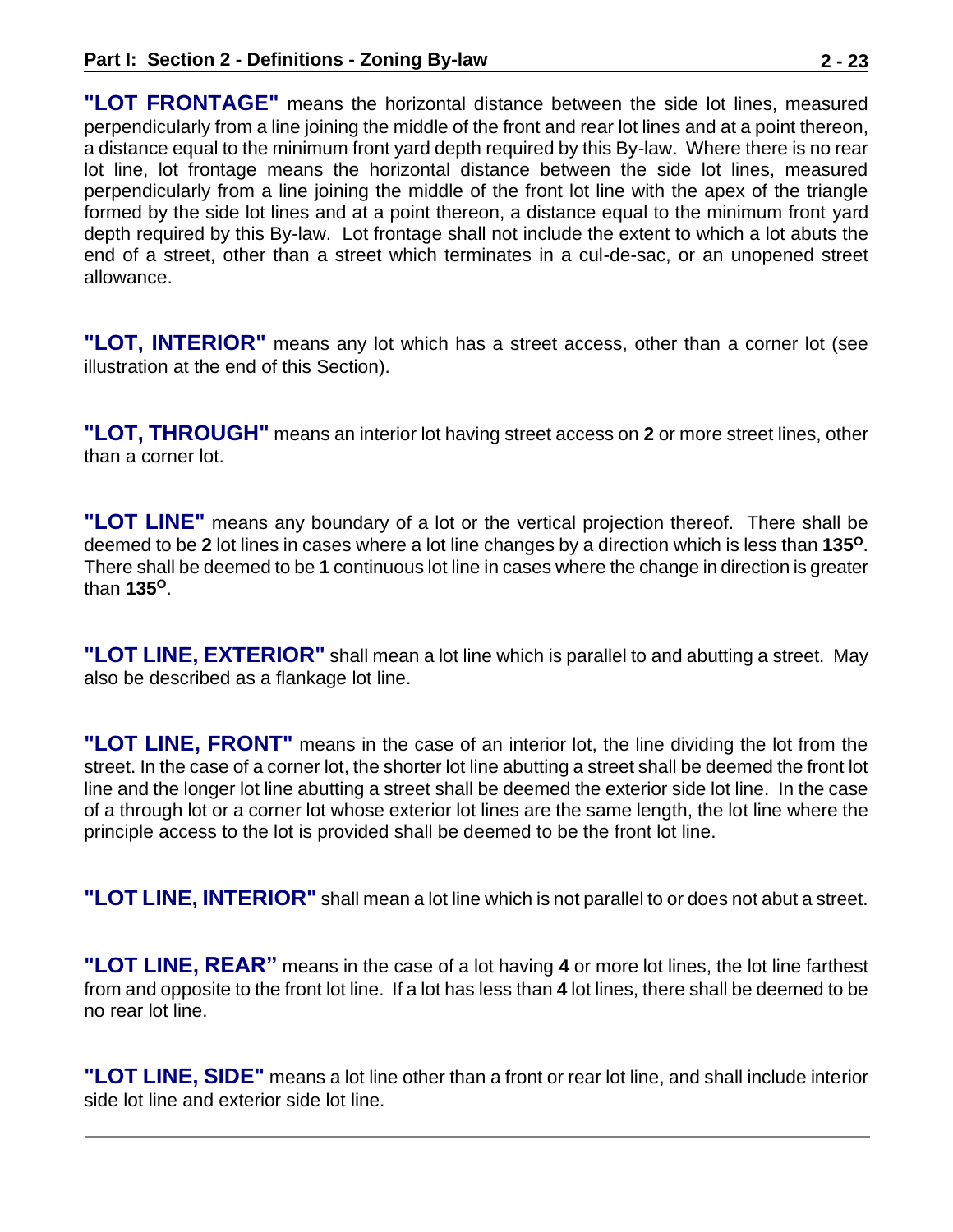**"LOT FRONTAGE"** means the horizontal distance between the side lot lines, measured perpendicularly from a line joining the middle of the front and rear lot lines and at a point thereon, a distance equal to the minimum front yard depth required by this By-law. Where there is no rear lot line, lot frontage means the horizontal distance between the side lot lines, measured perpendicularly from a line joining the middle of the front lot line with the apex of the triangle formed by the side lot lines and at a point thereon, a distance equal to the minimum front yard depth required by this By-law. Lot frontage shall not include the extent to which a lot abuts the end of a street, other than a street which terminates in a cul-de-sac, or an unopened street allowance.

**"LOT, INTERIOR"** means any lot which has a street access, other than a corner lot (see illustration at the end of this Section).

**"LOT, THROUGH"** means an interior lot having street access on **2** or more street lines, other than a corner lot.

**"LOT LINE"** means any boundary of a lot or the vertical projection thereof. There shall be deemed to be **2** lot lines in cases where a lot line changes by a direction which is less than **135$^{o}$**. There shall be deemed to be **1** continuous lot line in cases where the change in direction is greater than **135$^{o}$**.

**"LOT LINE, EXTERIOR"** shall mean a lot line which is parallel to and abutting a street. May also be described as a flankage lot line.

**"LOT LINE, FRONT"** means in the case of an interior lot, the line dividing the lot from the street. In the case of a corner lot, the shorter lot line abutting a street shall be deemed the front lot line and the longer lot line abutting a street shall be deemed the exterior side lot line. In the case of a through lot or a corner lot whose exterior lot lines are the same length, the lot line where the principle access to the lot is provided shall be deemed to be the front lot line.

**"LOT LINE, INTERIOR"** shall mean a lot line which is not parallel to or does not abut a street.

**"LOT LINE, REAR"** means in the case of a lot having **4** or more lot lines, the lot line farthest from and opposite to the front lot line. If a lot has less than **4** lot lines, there shall be deemed to be no rear lot line.

**"LOT LINE, SIDE"** means a lot line other than a front or rear lot line, and shall include interior side lot line and exterior side lot line.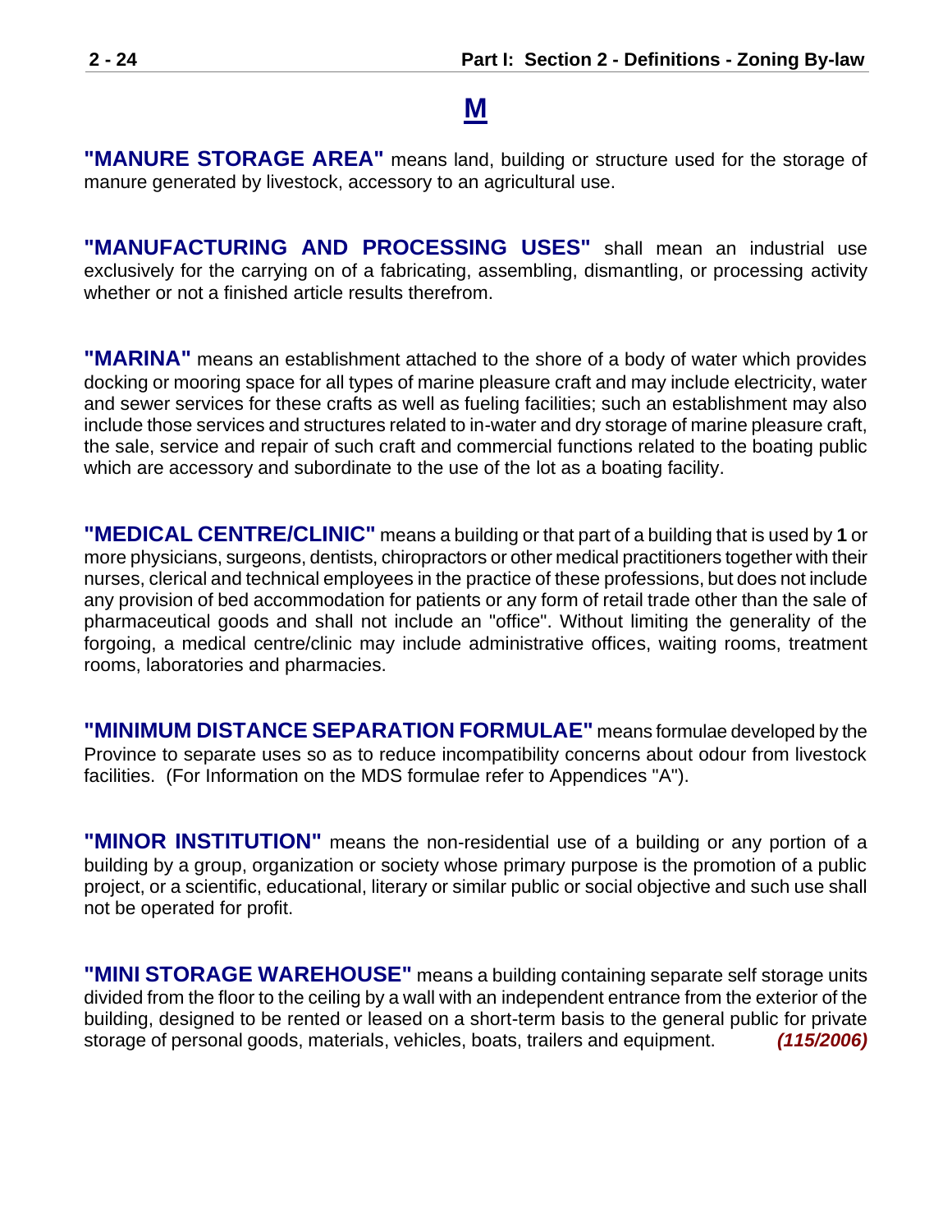# M

**"MANURE STORAGE AREA"** means land, building or structure used for the storage of manure generated by livestock, accessory to an agricultural use.

**"MANUFACTURING AND PROCESSING USES"** shall mean an industrial use exclusively for the carrying on of a fabricating, assembling, dismantling, or processing activity whether or not a finished article results therefrom.

**"MARINA"** means an establishment attached to the shore of a body of water which provides docking or mooring space for all types of marine pleasure craft and may include electricity, water and sewer services for these crafts as well as fueling facilities; such an establishment may also include those services and structures related to in-water and dry storage of marine pleasure craft, the sale, service and repair of such craft and commercial functions related to the boating public which are accessory and subordinate to the use of the lot as a boating facility.

**"MEDICAL CENTRE/CLINIC"** means a building or that part of a building that is used by **1** or more physicians, surgeons, dentists, chiropractors or other medical practitioners together with their nurses, clerical and technical employees in the practice of these professions, but does not include any provision of bed accommodation for patients or any form of retail trade other than the sale of pharmaceutical goods and shall not include an "office". Without limiting the generality of the forgoing, a medical centre/clinic may include administrative offices, waiting rooms, treatment rooms, laboratories and pharmacies.

**"MINIMUM DISTANCE SEPARATION FORMULAE"** means formulae developed by the Province to separate uses so as to reduce incompatibility concerns about odour from livestock facilities. (For Information on the MDS formulae refer to Appendices "A").

**"MINOR INSTITUTION"** means the non-residential use of a building or any portion of a building by a group, organization or society whose primary purpose is the promotion of a public project, or a scientific, educational, literary or similar public or social objective and such use shall not be operated for profit.

**"MINI STORAGE WAREHOUSE"** means a building containing separate self storage units divided from the floor to the ceiling by a wall with an independent entrance from the exterior of the building, designed to be rented or leased on a short-term basis to the general public for private storage of personal goods, materials, vehicles, boats, trailers and equipment. ***(115/2006)***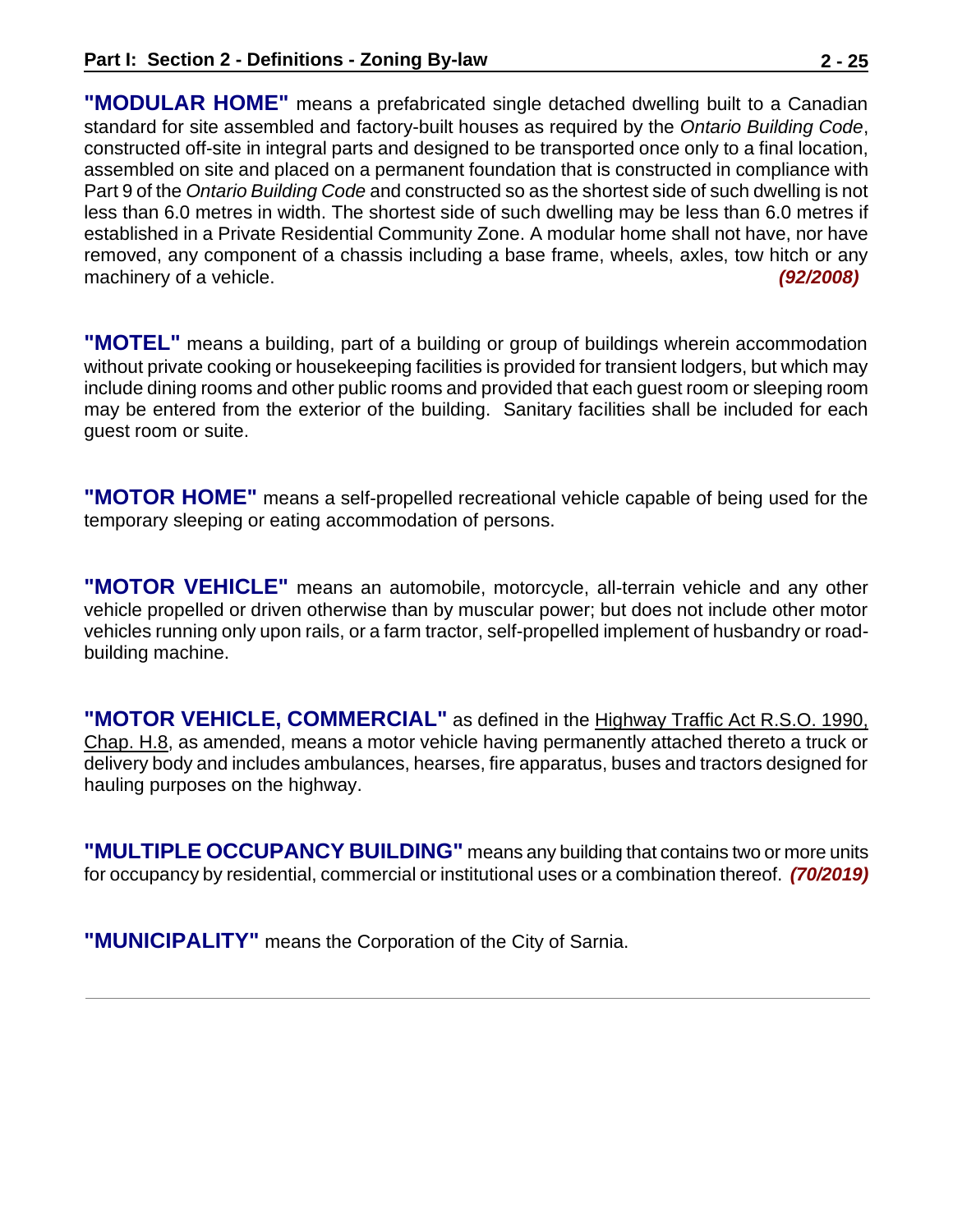**"MODULAR HOME"** means a prefabricated single detached dwelling built to a Canadian standard for site assembled and factory-built houses as required by the *Ontario Building Code*, constructed off-site in integral parts and designed to be transported once only to a final location, assembled on site and placed on a permanent foundation that is constructed in compliance with Part 9 of the *Ontario Building Code* and constructed so as the shortest side of such dwelling is not less than 6.0 metres in width. The shortest side of such dwelling may be less than 6.0 metres if established in a Private Residential Community Zone. A modular home shall not have, nor have removed, any component of a chassis including a base frame, wheels, axles, tow hitch or any machinery of a vehicle. ***(92/2008)***

**"MOTEL"** means a building, part of a building or group of buildings wherein accommodation without private cooking or housekeeping facilities is provided for transient lodgers, but which may include dining rooms and other public rooms and provided that each guest room or sleeping room may be entered from the exterior of the building. Sanitary facilities shall be included for each guest room or suite.

**"MOTOR HOME"** means a self-propelled recreational vehicle capable of being used for the temporary sleeping or eating accommodation of persons.

**"MOTOR VEHICLE"** means an automobile, motorcycle, all-terrain vehicle and any other vehicle propelled or driven otherwise than by muscular power; but does not include other motor vehicles running only upon rails, or a farm tractor, self-propelled implement of husbandry or road-building machine.

**"MOTOR VEHICLE, COMMERCIAL"** as defined in the Highway Traffic Act R.S.O. 1990, Chap. H.8, as amended, means a motor vehicle having permanently attached thereto a truck or delivery body and includes ambulances, hearses, fire apparatus, buses and tractors designed for hauling purposes on the highway.

**"MULTIPLE OCCUPANCY BUILDING"** means any building that contains two or more units for occupancy by residential, commercial or institutional uses or a combination thereof. ***(70/2019)***

**"MUNICIPALITY"** means the Corporation of the City of Sarnia.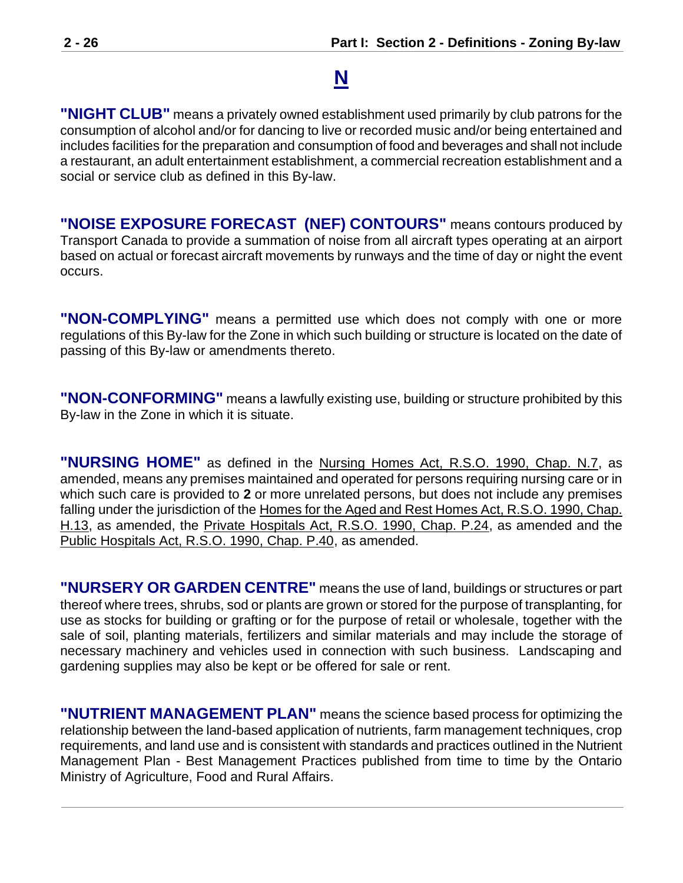# N

**"NIGHT CLUB"** means a privately owned establishment used primarily by club patrons for the consumption of alcohol and/or for dancing to live or recorded music and/or being entertained and includes facilities for the preparation and consumption of food and beverages and shall not include a restaurant, an adult entertainment establishment, a commercial recreation establishment and a social or service club as defined in this By-law.

**"NOISE EXPOSURE FORECAST (NEF) CONTOURS"** means contours produced by Transport Canada to provide a summation of noise from all aircraft types operating at an airport based on actual or forecast aircraft movements by runways and the time of day or night the event occurs.

**"NON-COMPLYING"** means a permitted use which does not comply with one or more regulations of this By-law for the Zone in which such building or structure is located on the date of passing of this By-law or amendments thereto.

**"NON-CONFORMING"** means a lawfully existing use, building or structure prohibited by this By-law in the Zone in which it is situate.

**"NURSING HOME"** as defined in the Nursing Homes Act, R.S.O. 1990, Chap. N.7, as amended, means any premises maintained and operated for persons requiring nursing care or in which such care is provided to **2** or more unrelated persons, but does not include any premises falling under the jurisdiction of the Homes for the Aged and Rest Homes Act, R.S.O. 1990, Chap. H.13, as amended, the Private Hospitals Act, R.S.O. 1990, Chap. P.24, as amended and the Public Hospitals Act, R.S.O. 1990, Chap. P.40, as amended.

**"NURSERY OR GARDEN CENTRE"** means the use of land, buildings or structures or part thereof where trees, shrubs, sod or plants are grown or stored for the purpose of transplanting, for use as stocks for building or grafting or for the purpose of retail or wholesale, together with the sale of soil, planting materials, fertilizers and similar materials and may include the storage of necessary machinery and vehicles used in connection with such business. Landscaping and gardening supplies may also be kept or be offered for sale or rent.

**"NUTRIENT MANAGEMENT PLAN"** means the science based process for optimizing the relationship between the land-based application of nutrients, farm management techniques, crop requirements, and land use and is consistent with standards and practices outlined in the Nutrient Management Plan - Best Management Practices published from time to time by the Ontario Ministry of Agriculture, Food and Rural Affairs.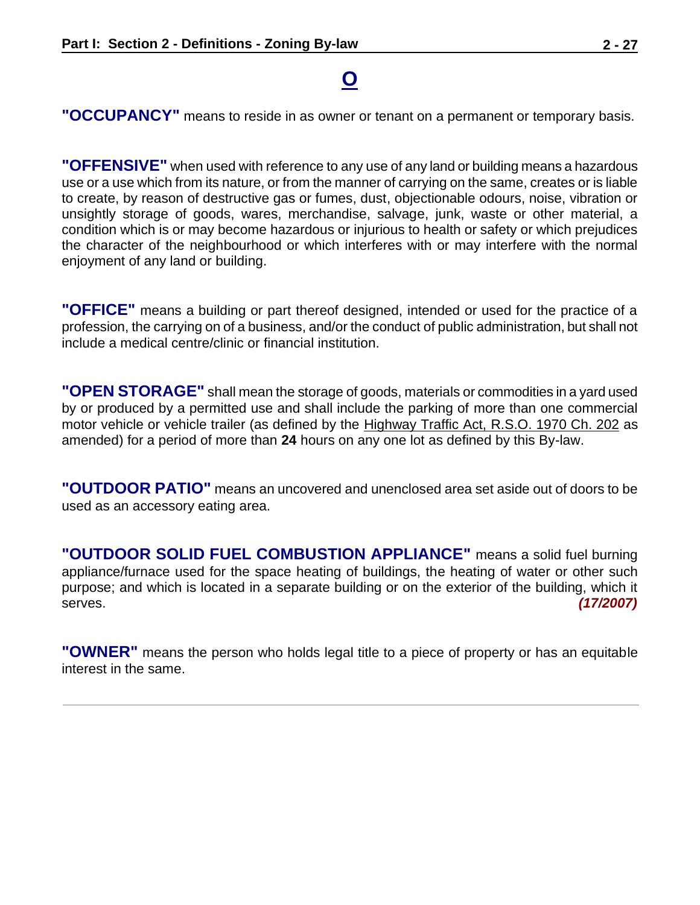# O

**"OCCUPANCY"** means to reside in as owner or tenant on a permanent or temporary basis.

**"OFFENSIVE"** when used with reference to any use of any land or building means a hazardous use or a use which from its nature, or from the manner of carrying on the same, creates or is liable to create, by reason of destructive gas or fumes, dust, objectionable odours, noise, vibration or unsightly storage of goods, wares, merchandise, salvage, junk, waste or other material, a condition which is or may become hazardous or injurious to health or safety or which prejudices the character of the neighbourhood or which interferes with or may interfere with the normal enjoyment of any land or building.

**"OFFICE"** means a building or part thereof designed, intended or used for the practice of a profession, the carrying on of a business, and/or the conduct of public administration, but shall not include a medical centre/clinic or financial institution.

**"OPEN STORAGE"** shall mean the storage of goods, materials or commodities in a yard used by or produced by a permitted use and shall include the parking of more than one commercial motor vehicle or vehicle trailer (as defined by the Highway Traffic Act, R.S.O. 1970 Ch. 202 as amended) for a period of more than **24** hours on any one lot as defined by this By-law.

**"OUTDOOR PATIO"** means an uncovered and unenclosed area set aside out of doors to be used as an accessory eating area.

**"OUTDOOR SOLID FUEL COMBUSTION APPLIANCE"** means a solid fuel burning appliance/furnace used for the space heating of buildings, the heating of water or other such purpose; and which is located in a separate building or on the exterior of the building, which it serves. ***(17/2007)***

**"OWNER"** means the person who holds legal title to a piece of property or has an equitable interest in the same.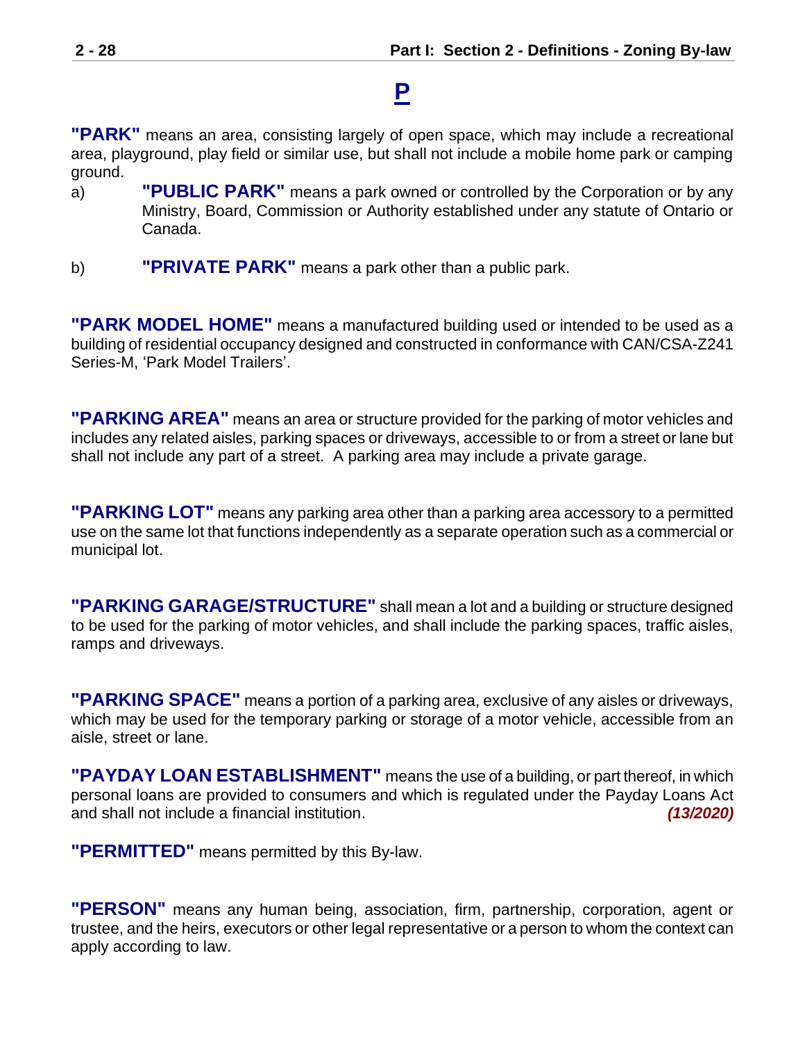# P

**"PARK"** means an area, consisting largely of open space, which may include a recreational area, playground, play field or similar use, but shall not include a mobile home park or camping ground.

a) **"PUBLIC PARK"** means a park owned or controlled by the Corporation or by any Ministry, Board, Commission or Authority established under any statute of Ontario or Canada.

b) **"PRIVATE PARK"** means a park other than a public park.

**"PARK MODEL HOME"** means a manufactured building used or intended to be used as a building of residential occupancy designed and constructed in conformance with CAN/CSA-Z241 Series-M, 'Park Model Trailers'.

**"PARKING AREA"** means an area or structure provided for the parking of motor vehicles and includes any related aisles, parking spaces or driveways, accessible to or from a street or lane but shall not include any part of a street. A parking area may include a private garage.

**"PARKING LOT"** means any parking area other than a parking area accessory to a permitted use on the same lot that functions independently as a separate operation such as a commercial or municipal lot.

**"PARKING GARAGE/STRUCTURE"** shall mean a lot and a building or structure designed to be used for the parking of motor vehicles, and shall include the parking spaces, traffic aisles, ramps and driveways.

**"PARKING SPACE"** means a portion of a parking area, exclusive of any aisles or driveways, which may be used for the temporary parking or storage of a motor vehicle, accessible from an aisle, street or lane.

**"PAYDAY LOAN ESTABLISHMENT"** means the use of a building, or part thereof, in which personal loans are provided to consumers and which is regulated under the Payday Loans Act and shall not include a financial institution. ***(13/2020)***

**"PERMITTED"** means permitted by this By-law.

**"PERSON"** means any human being, association, firm, partnership, corporation, agent or trustee, and the heirs, executors or other legal representative or a person to whom the context can apply according to law.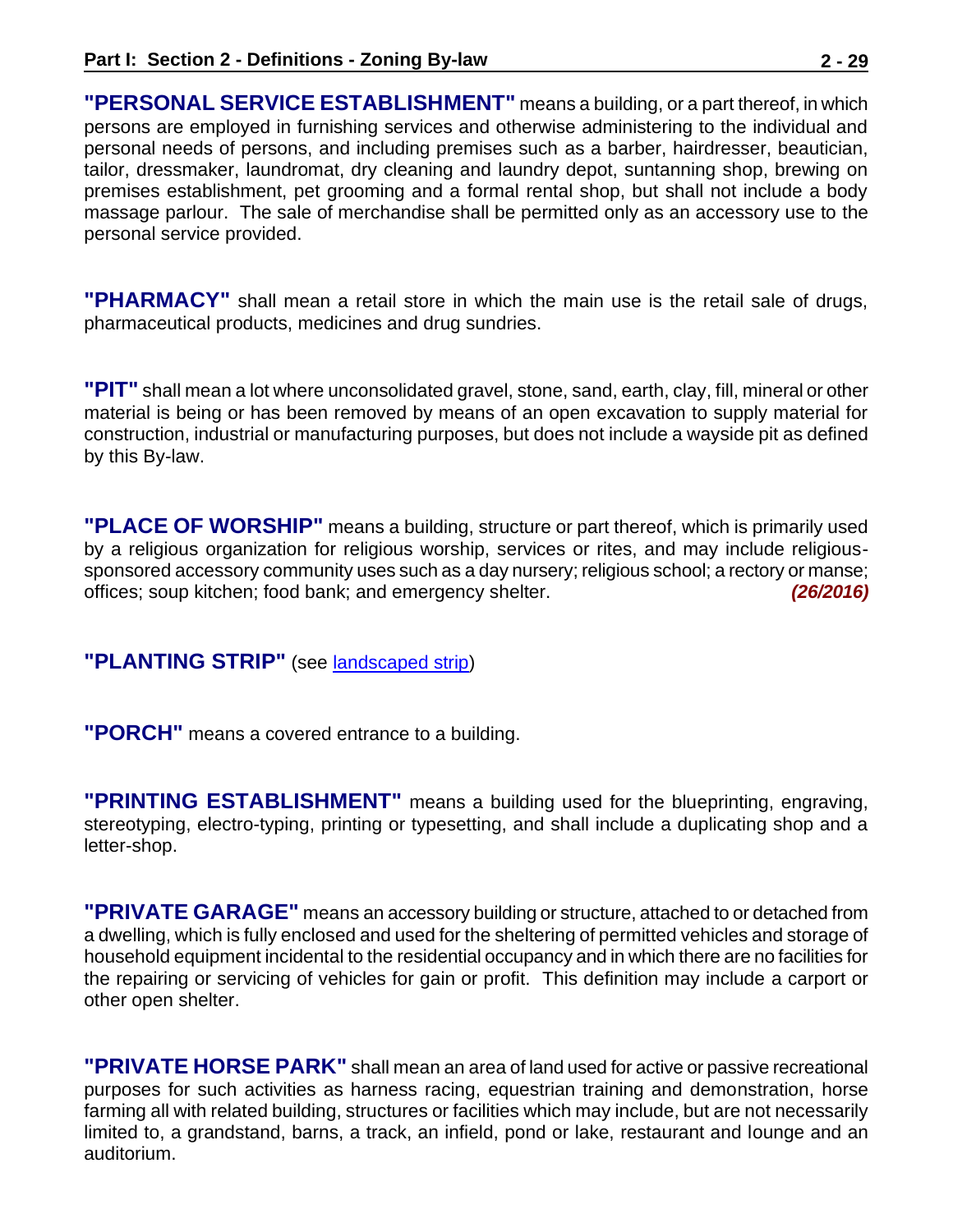**"PERSONAL SERVICE ESTABLISHMENT"** means a building, or a part thereof, in which persons are employed in furnishing services and otherwise administering to the individual and personal needs of persons, and including premises such as a barber, hairdresser, beautician, tailor, dressmaker, laundromat, dry cleaning and laundry depot, suntanning shop, brewing on premises establishment, pet grooming and a formal rental shop, but shall not include a body massage parlour. The sale of merchandise shall be permitted only as an accessory use to the personal service provided.

**"PHARMACY"** shall mean a retail store in which the main use is the retail sale of drugs, pharmaceutical products, medicines and drug sundries.

**"PIT"** shall mean a lot where unconsolidated gravel, stone, sand, earth, clay, fill, mineral or other material is being or has been removed by means of an open excavation to supply material for construction, industrial or manufacturing purposes, but does not include a wayside pit as defined by this By-law.

**"PLACE OF WORSHIP"** means a building, structure or part thereof, which is primarily used by a religious organization for religious worship, services or rites, and may include religious-sponsored accessory community uses such as a day nursery; religious school; a rectory or manse; offices; soup kitchen; food bank; and emergency shelter. ***(26/2016)***

**"PLANTING STRIP"** (see landscaped strip)

**"PORCH"** means a covered entrance to a building.

**"PRINTING ESTABLISHMENT"** means a building used for the blueprinting, engraving, stereotyping, electro-typing, printing or typesetting, and shall include a duplicating shop and a letter-shop.

**"PRIVATE GARAGE"** means an accessory building or structure, attached to or detached from a dwelling, which is fully enclosed and used for the sheltering of permitted vehicles and storage of household equipment incidental to the residential occupancy and in which there are no facilities for the repairing or servicing of vehicles for gain or profit. This definition may include a carport or other open shelter.

**"PRIVATE HORSE PARK"** shall mean an area of land used for active or passive recreational purposes for such activities as harness racing, equestrian training and demonstration, horse farming all with related building, structures or facilities which may include, but are not necessarily limited to, a grandstand, barns, a track, an infield, pond or lake, restaurant and lounge and an auditorium.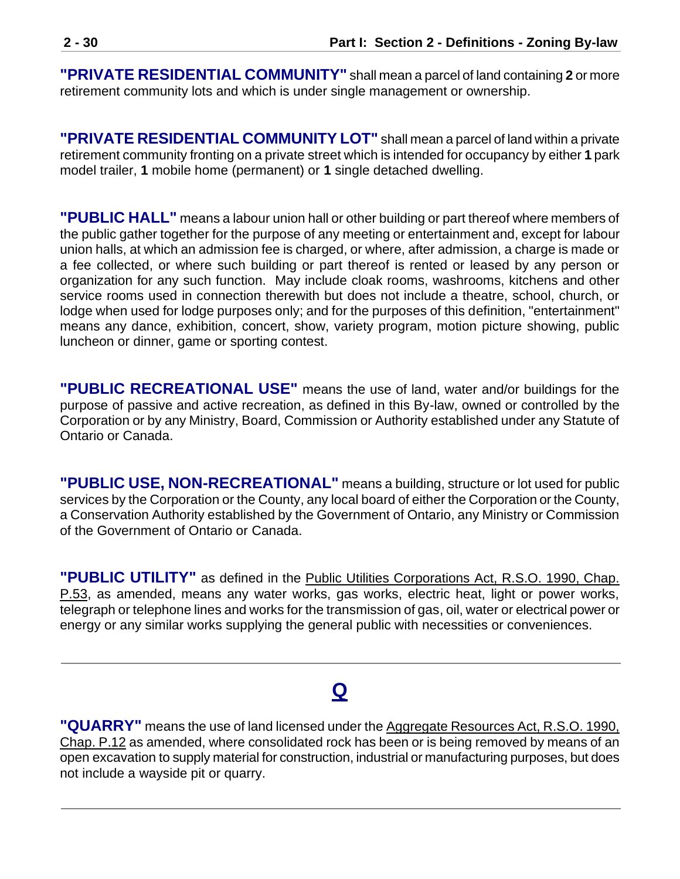**"PRIVATE RESIDENTIAL COMMUNITY"** shall mean a parcel of land containing **2** or more retirement community lots and which is under single management or ownership.

**"PRIVATE RESIDENTIAL COMMUNITY LOT"** shall mean a parcel of land within a private retirement community fronting on a private street which is intended for occupancy by either **1** park model trailer, **1** mobile home (permanent) or **1** single detached dwelling.

**"PUBLIC HALL"** means a labour union hall or other building or part thereof where members of the public gather together for the purpose of any meeting or entertainment and, except for labour union halls, at which an admission fee is charged, or where, after admission, a charge is made or a fee collected, or where such building or part thereof is rented or leased by any person or organization for any such function. May include cloak rooms, washrooms, kitchens and other service rooms used in connection therewith but does not include a theatre, school, church, or lodge when used for lodge purposes only; and for the purposes of this definition, "entertainment" means any dance, exhibition, concert, show, variety program, motion picture showing, public luncheon or dinner, game or sporting contest.

**"PUBLIC RECREATIONAL USE"** means the use of land, water and/or buildings for the purpose of passive and active recreation, as defined in this By-law, owned or controlled by the Corporation or by any Ministry, Board, Commission or Authority established under any Statute of Ontario or Canada.

**"PUBLIC USE, NON-RECREATIONAL"** means a building, structure or lot used for public services by the Corporation or the County, any local board of either the Corporation or the County, a Conservation Authority established by the Government of Ontario, any Ministry or Commission of the Government of Ontario or Canada.

**"PUBLIC UTILITY"** as defined in the Public Utilities Corporations Act, R.S.O. 1990, Chap. P.53, as amended, means any water works, gas works, electric heat, light or power works, telegraph or telephone lines and works for the transmission of gas, oil, water or electrical power or energy or any similar works supplying the general public with necessities or conveniences.

---

## Q

**"QUARRY"** means the use of land licensed under the Aggregate Resources Act, R.S.O. 1990, Chap. P.12 as amended, where consolidated rock has been or is being removed by means of an open excavation to supply material for construction, industrial or manufacturing purposes, but does not include a wayside pit or quarry.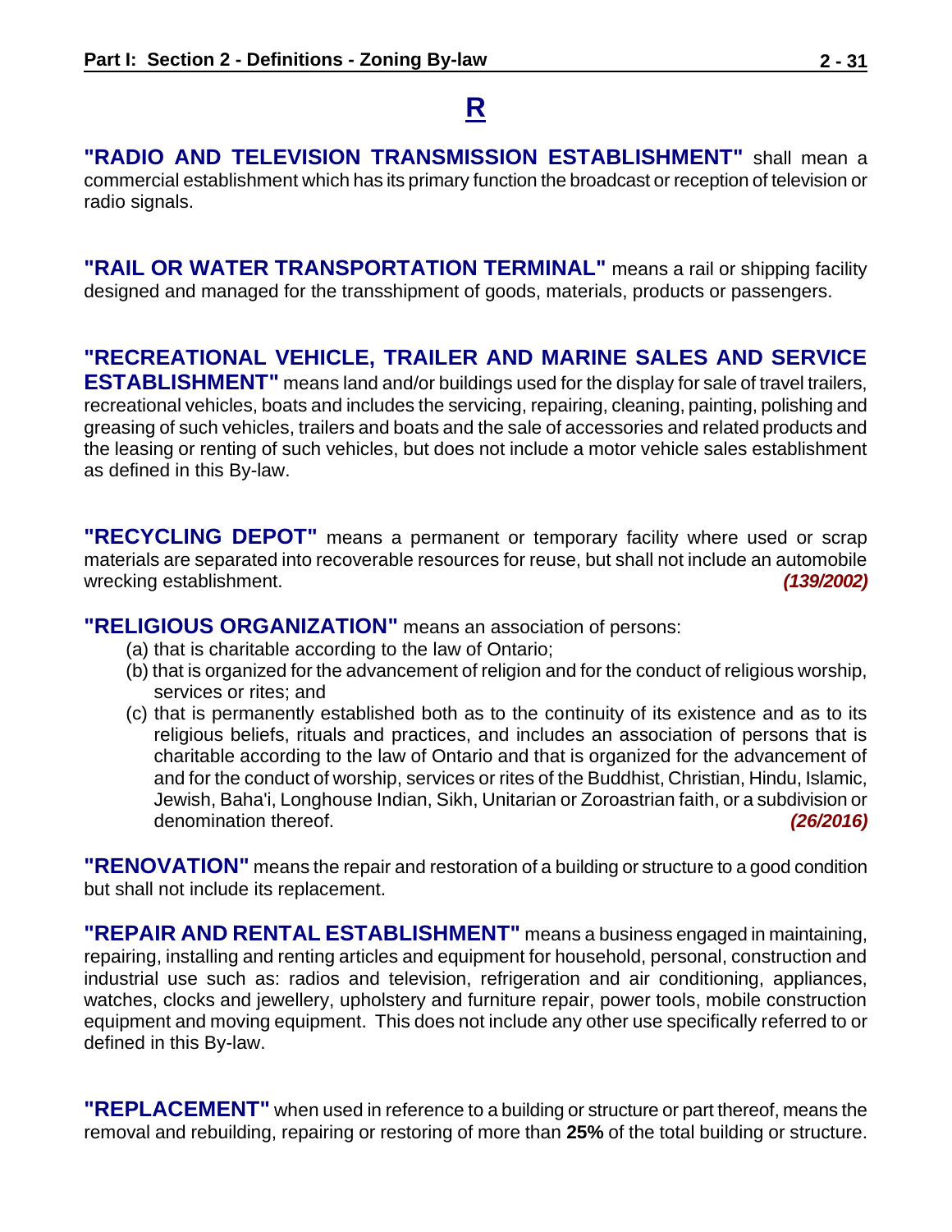# R

**"RADIO AND TELEVISION TRANSMISSION ESTABLISHMENT"** shall mean a commercial establishment which has its primary function the broadcast or reception of television or radio signals.

**"RAIL OR WATER TRANSPORTATION TERMINAL"** means a rail or shipping facility designed and managed for the transshipment of goods, materials, products or passengers.

**"RECREATIONAL VEHICLE, TRAILER AND MARINE SALES AND SERVICE ESTABLISHMENT"** means land and/or buildings used for the display for sale of travel trailers, recreational vehicles, boats and includes the servicing, repairing, cleaning, painting, polishing and greasing of such vehicles, trailers and boats and the sale of accessories and related products and the leasing or renting of such vehicles, but does not include a motor vehicle sales establishment as defined in this By-law.

**"RECYCLING DEPOT"** means a permanent or temporary facility where used or scrap materials are separated into recoverable resources for reuse, but shall not include an automobile wrecking establishment. ***(139/2002)***

**"RELIGIOUS ORGANIZATION"** means an association of persons:

(a) that is charitable according to the law of Ontario;
(b) that is organized for the advancement of religion and for the conduct of religious worship, services or rites; and
(c) that is permanently established both as to the continuity of its existence and as to its religious beliefs, rituals and practices, and includes an association of persons that is charitable according to the law of Ontario and that is organized for the advancement of and for the conduct of worship, services or rites of the Buddhist, Christian, Hindu, Islamic, Jewish, Baha'i, Longhouse Indian, Sikh, Unitarian or Zoroastrian faith, or a subdivision or denomination thereof. ***(26/2016)***

**"RENOVATION"** means the repair and restoration of a building or structure to a good condition but shall not include its replacement.

**"REPAIR AND RENTAL ESTABLISHMENT"** means a business engaged in maintaining, repairing, installing and renting articles and equipment for household, personal, construction and industrial use such as: radios and television, refrigeration and air conditioning, appliances, watches, clocks and jewellery, upholstery and furniture repair, power tools, mobile construction equipment and moving equipment. This does not include any other use specifically referred to or defined in this By-law.

**"REPLACEMENT"** when used in reference to a building or structure or part thereof, means the removal and rebuilding, repairing or restoring of more than **25%** of the total building or structure.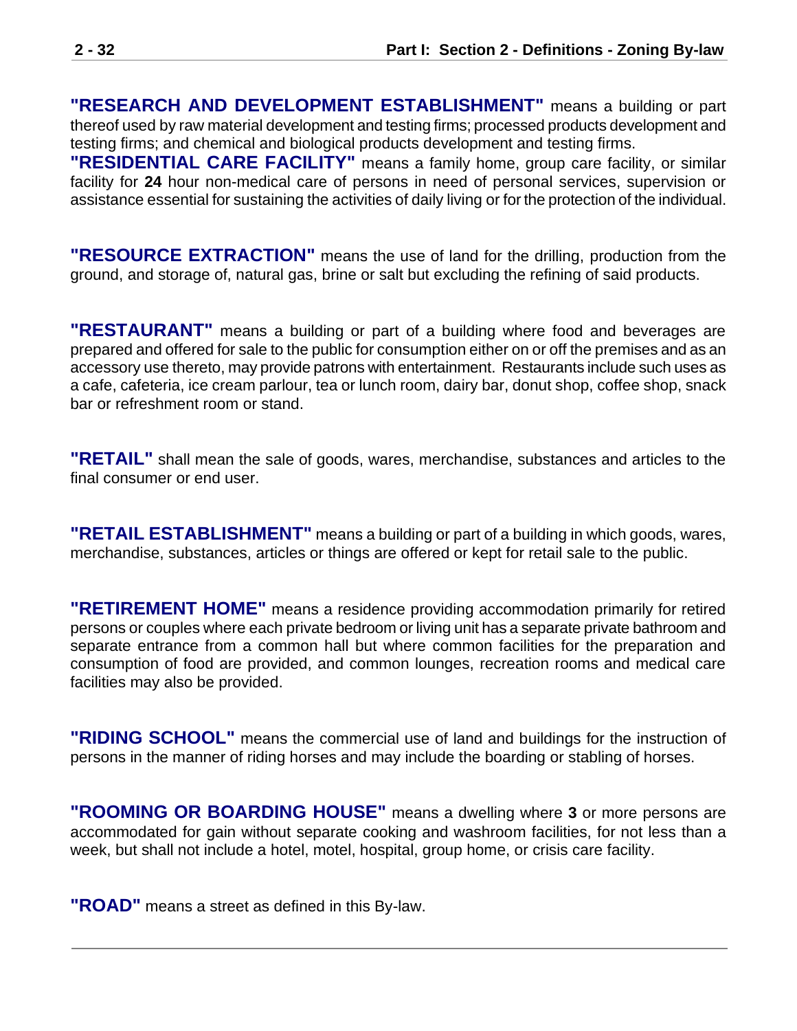**"RESEARCH AND DEVELOPMENT ESTABLISHMENT"** means a building or part thereof used by raw material development and testing firms; processed products development and testing firms; and chemical and biological products development and testing firms.

**"RESIDENTIAL CARE FACILITY"** means a family home, group care facility, or similar facility for **24** hour non-medical care of persons in need of personal services, supervision or assistance essential for sustaining the activities of daily living or for the protection of the individual.

**"RESOURCE EXTRACTION"** means the use of land for the drilling, production from the ground, and storage of, natural gas, brine or salt but excluding the refining of said products.

**"RESTAURANT"** means a building or part of a building where food and beverages are prepared and offered for sale to the public for consumption either on or off the premises and as an accessory use thereto, may provide patrons with entertainment. Restaurants include such uses as a cafe, cafeteria, ice cream parlour, tea or lunch room, dairy bar, donut shop, coffee shop, snack bar or refreshment room or stand.

**"RETAIL"** shall mean the sale of goods, wares, merchandise, substances and articles to the final consumer or end user.

**"RETAIL ESTABLISHMENT"** means a building or part of a building in which goods, wares, merchandise, substances, articles or things are offered or kept for retail sale to the public.

**"RETIREMENT HOME"** means a residence providing accommodation primarily for retired persons or couples where each private bedroom or living unit has a separate private bathroom and separate entrance from a common hall but where common facilities for the preparation and consumption of food are provided, and common lounges, recreation rooms and medical care facilities may also be provided.

**"RIDING SCHOOL"** means the commercial use of land and buildings for the instruction of persons in the manner of riding horses and may include the boarding or stabling of horses.

**"ROOMING OR BOARDING HOUSE"** means a dwelling where **3** or more persons are accommodated for gain without separate cooking and washroom facilities, for not less than a week, but shall not include a hotel, motel, hospital, group home, or crisis care facility.

**"ROAD"** means a street as defined in this By-law.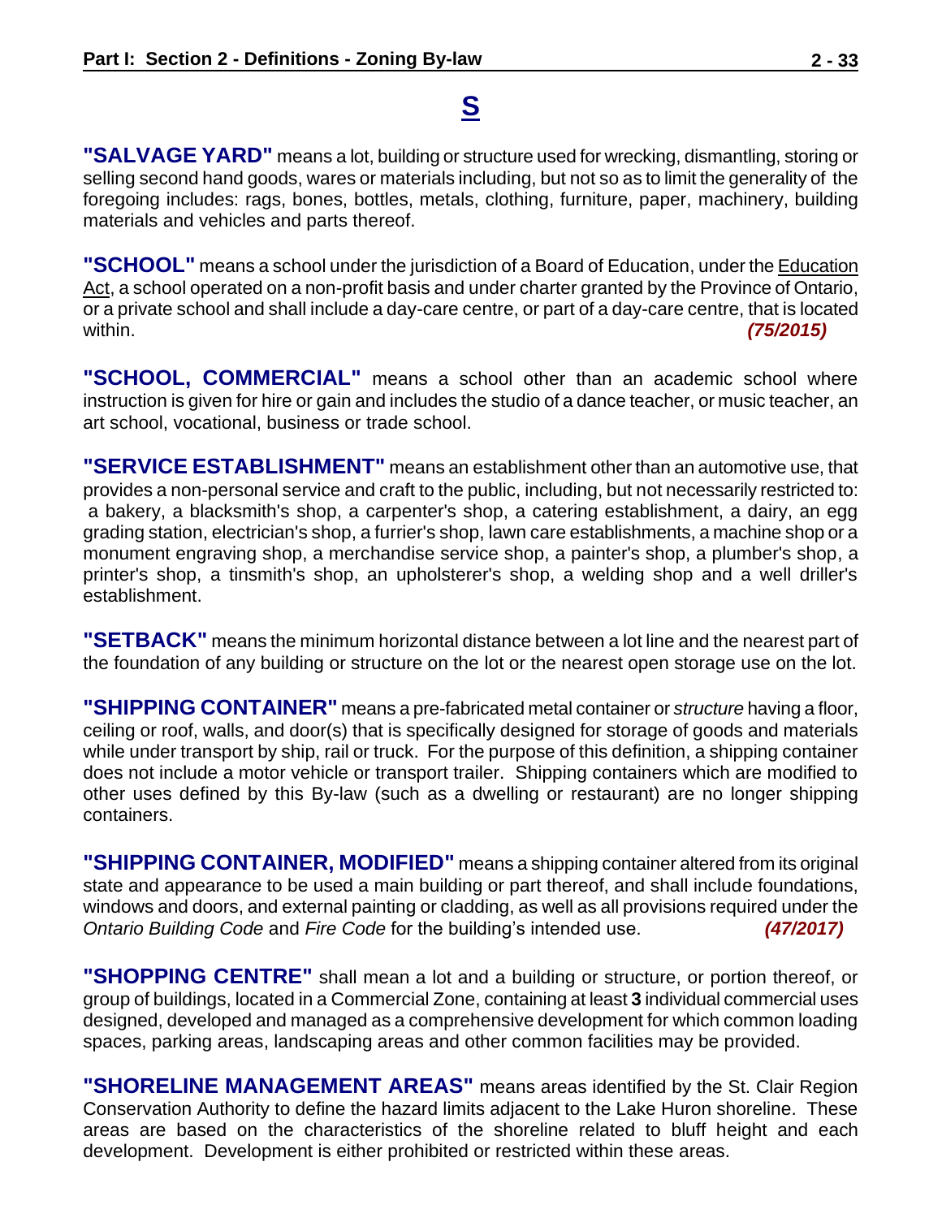# S

**"SALVAGE YARD"** means a lot, building or structure used for wrecking, dismantling, storing or selling second hand goods, wares or materials including, but not so as to limit the generality of the foregoing includes: rags, bones, bottles, metals, clothing, furniture, paper, machinery, building materials and vehicles and parts thereof.

**"SCHOOL"** means a school under the jurisdiction of a Board of Education, under the Education Act, a school operated on a non-profit basis and under charter granted by the Province of Ontario, or a private school and shall include a day-care centre, or part of a day-care centre, that is located within. ***(75/2015)***

**"SCHOOL, COMMERCIAL"** means a school other than an academic school where instruction is given for hire or gain and includes the studio of a dance teacher, or music teacher, an art school, vocational, business or trade school.

**"SERVICE ESTABLISHMENT"** means an establishment other than an automotive use, that provides a non-personal service and craft to the public, including, but not necessarily restricted to: a bakery, a blacksmith's shop, a carpenter's shop, a catering establishment, a dairy, an egg grading station, electrician's shop, a furrier's shop, lawn care establishments, a machine shop or a monument engraving shop, a merchandise service shop, a painter's shop, a plumber's shop, a printer's shop, a tinsmith's shop, an upholsterer's shop, a welding shop and a well driller's establishment.

**"SETBACK"** means the minimum horizontal distance between a lot line and the nearest part of the foundation of any building or structure on the lot or the nearest open storage use on the lot.

**"SHIPPING CONTAINER"** means a pre-fabricated metal container or *structure* having a floor, ceiling or roof, walls, and door(s) that is specifically designed for storage of goods and materials while under transport by ship, rail or truck. For the purpose of this definition, a shipping container does not include a motor vehicle or transport trailer. Shipping containers which are modified to other uses defined by this By-law (such as a dwelling or restaurant) are no longer shipping containers.

**"SHIPPING CONTAINER, MODIFIED"** means a shipping container altered from its original state and appearance to be used a main building or part thereof, and shall include foundations, windows and doors, and external painting or cladding, as well as all provisions required under the *Ontario Building Code* and *Fire Code* for the building's intended use. ***(47/2017)***

**"SHOPPING CENTRE"** shall mean a lot and a building or structure, or portion thereof, or group of buildings, located in a Commercial Zone, containing at least **3** individual commercial uses designed, developed and managed as a comprehensive development for which common loading spaces, parking areas, landscaping areas and other common facilities may be provided.

**"SHORELINE MANAGEMENT AREAS"** means areas identified by the St. Clair Region Conservation Authority to define the hazard limits adjacent to the Lake Huron shoreline. These areas are based on the characteristics of the shoreline related to bluff height and each development. Development is either prohibited or restricted within these areas.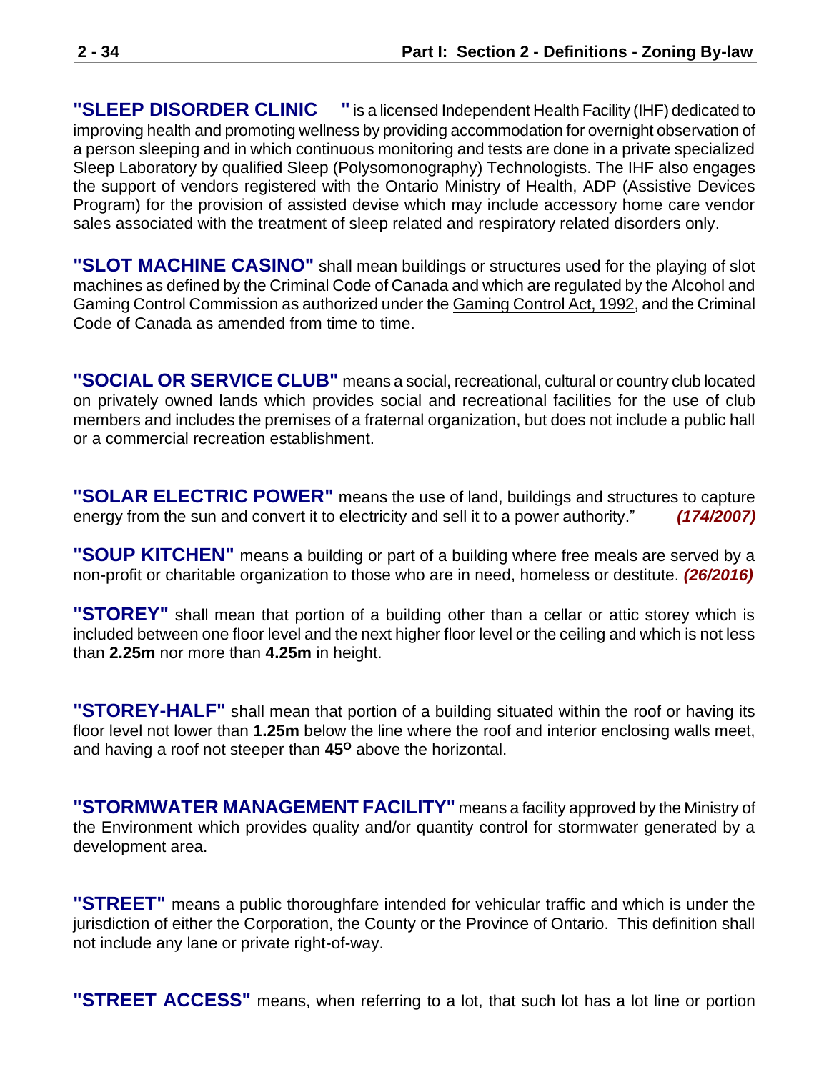**"SLEEP DISORDER CLINIC "** is a licensed Independent Health Facility (IHF) dedicated to improving health and promoting wellness by providing accommodation for overnight observation of a person sleeping and in which continuous monitoring and tests are done in a private specialized Sleep Laboratory by qualified Sleep (Polysomonography) Technologists. The IHF also engages the support of vendors registered with the Ontario Ministry of Health, ADP (Assistive Devices Program) for the provision of assisted devise which may include accessory home care vendor sales associated with the treatment of sleep related and respiratory related disorders only.

**"SLOT MACHINE CASINO"** shall mean buildings or structures used for the playing of slot machines as defined by the Criminal Code of Canada and which are regulated by the Alcohol and Gaming Control Commission as authorized under the Gaming Control Act, 1992, and the Criminal Code of Canada as amended from time to time.

**"SOCIAL OR SERVICE CLUB"** means a social, recreational, cultural or country club located on privately owned lands which provides social and recreational facilities for the use of club members and includes the premises of a fraternal organization, but does not include a public hall or a commercial recreation establishment.

**"SOLAR ELECTRIC POWER"** means the use of land, buildings and structures to capture energy from the sun and convert it to electricity and sell it to a power authority." ***(174/2007)***

**"SOUP KITCHEN"** means a building or part of a building where free meals are served by a non-profit or charitable organization to those who are in need, homeless or destitute. ***(26/2016)***

**"STOREY"** shall mean that portion of a building other than a cellar or attic storey which is included between one floor level and the next higher floor level or the ceiling and which is not less than **2.25m** nor more than **4.25m** in height.

**"STOREY-HALF"** shall mean that portion of a building situated within the roof or having its floor level not lower than **1.25m** below the line where the roof and interior enclosing walls meet, and having a roof not steeper than **45°** above the horizontal.

**"STORMWATER MANAGEMENT FACILITY"** means a facility approved by the Ministry of the Environment which provides quality and/or quantity control for stormwater generated by a development area.

**"STREET"** means a public thoroughfare intended for vehicular traffic and which is under the jurisdiction of either the Corporation, the County or the Province of Ontario. This definition shall not include any lane or private right-of-way.

**"STREET ACCESS"** means, when referring to a lot, that such lot has a lot line or portion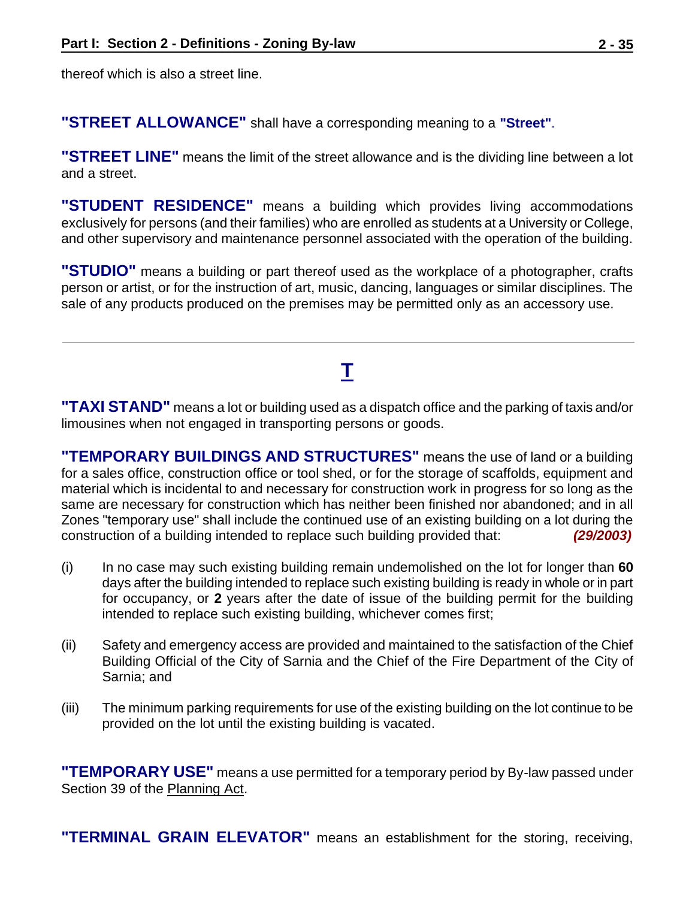thereof which is also a street line.

**"STREET ALLOWANCE"** shall have a corresponding meaning to a **"Street"**.

**"STREET LINE"** means the limit of the street allowance and is the dividing line between a lot and a street.

**"STUDENT RESIDENCE"** means a building which provides living accommodations exclusively for persons (and their families) who are enrolled as students at a University or College, and other supervisory and maintenance personnel associated with the operation of the building.

**"STUDIO"** means a building or part thereof used as the workplace of a photographer, crafts person or artist, or for the instruction of art, music, dancing, languages or similar disciplines. The sale of any products produced on the premises may be permitted only as an accessory use.

---

## T

**"TAXI STAND"** means a lot or building used as a dispatch office and the parking of taxis and/or limousines when not engaged in transporting persons or goods.

**"TEMPORARY BUILDINGS AND STRUCTURES"** means the use of land or a building for a sales office, construction office or tool shed, or for the storage of scaffolds, equipment and material which is incidental to and necessary for construction work in progress for so long as the same are necessary for construction which has neither been finished nor abandoned; and in all Zones "temporary use" shall include the continued use of an existing building on a lot during the construction of a building intended to replace such building provided that: ***(29/2003)***

(i) In no case may such existing building remain undemolished on the lot for longer than **60** days after the building intended to replace such existing building is ready in whole or in part for occupancy, or **2** years after the date of issue of the building permit for the building intended to replace such existing building, whichever comes first;

(ii) Safety and emergency access are provided and maintained to the satisfaction of the Chief Building Official of the City of Sarnia and the Chief of the Fire Department of the City of Sarnia; and

(iii) The minimum parking requirements for use of the existing building on the lot continue to be provided on the lot until the existing building is vacated.

**"TEMPORARY USE"** means a use permitted for a temporary period by By-law passed under Section 39 of the Planning Act.

**"TERMINAL GRAIN ELEVATOR"** means an establishment for the storing, receiving,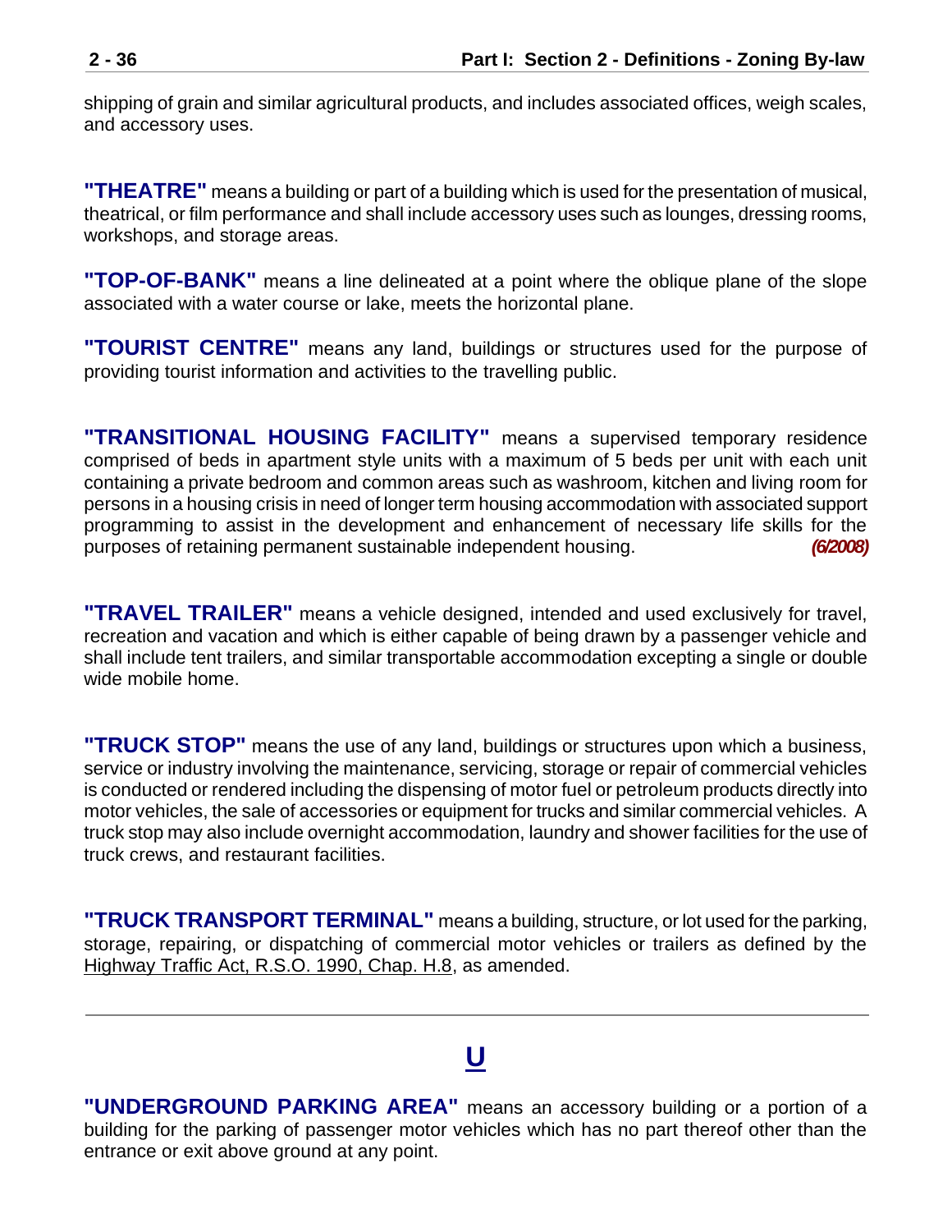shipping of grain and similar agricultural products, and includes associated offices, weigh scales, and accessory uses.

**"THEATRE"** means a building or part of a building which is used for the presentation of musical, theatrical, or film performance and shall include accessory uses such as lounges, dressing rooms, workshops, and storage areas.

**"TOP-OF-BANK"** means a line delineated at a point where the oblique plane of the slope associated with a water course or lake, meets the horizontal plane.

**"TOURIST CENTRE"** means any land, buildings or structures used for the purpose of providing tourist information and activities to the travelling public.

**"TRANSITIONAL HOUSING FACILITY"** means a supervised temporary residence comprised of beds in apartment style units with a maximum of 5 beds per unit with each unit containing a private bedroom and common areas such as washroom, kitchen and living room for persons in a housing crisis in need of longer term housing accommodation with associated support programming to assist in the development and enhancement of necessary life skills for the purposes of retaining permanent sustainable independent housing. ***(6/2008)***

**"TRAVEL TRAILER"** means a vehicle designed, intended and used exclusively for travel, recreation and vacation and which is either capable of being drawn by a passenger vehicle and shall include tent trailers, and similar transportable accommodation excepting a single or double wide mobile home.

**"TRUCK STOP"** means the use of any land, buildings or structures upon which a business, service or industry involving the maintenance, servicing, storage or repair of commercial vehicles is conducted or rendered including the dispensing of motor fuel or petroleum products directly into motor vehicles, the sale of accessories or equipment for trucks and similar commercial vehicles. A truck stop may also include overnight accommodation, laundry and shower facilities for the use of truck crews, and restaurant facilities.

**"TRUCK TRANSPORT TERMINAL"** means a building, structure, or lot used for the parking, storage, repairing, or dispatching of commercial motor vehicles or trailers as defined by the Highway Traffic Act, R.S.O. 1990, Chap. H.8, as amended.

---

## U

**"UNDERGROUND PARKING AREA"** means an accessory building or a portion of a building for the parking of passenger motor vehicles which has no part thereof other than the entrance or exit above ground at any point.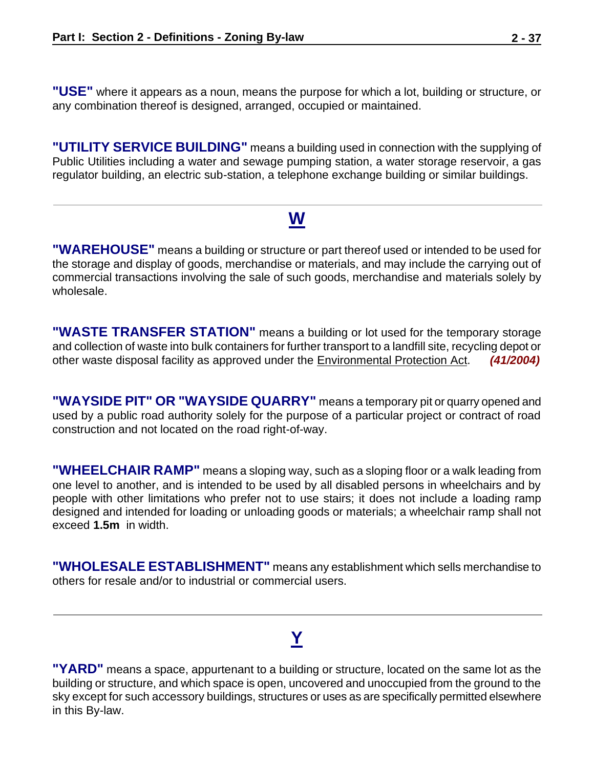**"USE"** where it appears as a noun, means the purpose for which a lot, building or structure, or any combination thereof is designed, arranged, occupied or maintained.

**"UTILITY SERVICE BUILDING"** means a building used in connection with the supplying of Public Utilities including a water and sewage pumping station, a water storage reservoir, a gas regulator building, an electric sub-station, a telephone exchange building or similar buildings.

## W

**"WAREHOUSE"** means a building or structure or part thereof used or intended to be used for the storage and display of goods, merchandise or materials, and may include the carrying out of commercial transactions involving the sale of such goods, merchandise and materials solely by wholesale.

**"WASTE TRANSFER STATION"** means a building or lot used for the temporary storage and collection of waste into bulk containers for further transport to a landfill site, recycling depot or other waste disposal facility as approved under the Environmental Protection Act. ***(41/2004)***

**"WAYSIDE PIT" OR "WAYSIDE QUARRY"** means a temporary pit or quarry opened and used by a public road authority solely for the purpose of a particular project or contract of road construction and not located on the road right-of-way.

**"WHEELCHAIR RAMP"** means a sloping way, such as a sloping floor or a walk leading from one level to another, and is intended to be used by all disabled persons in wheelchairs and by people with other limitations who prefer not to use stairs; it does not include a loading ramp designed and intended for loading or unloading goods or materials; a wheelchair ramp shall not exceed **1.5m** in width.

**"WHOLESALE ESTABLISHMENT"** means any establishment which sells merchandise to others for resale and/or to industrial or commercial users.

## Y

**"YARD"** means a space, appurtenant to a building or structure, located on the same lot as the building or structure, and which space is open, uncovered and unoccupied from the ground to the sky except for such accessory buildings, structures or uses as are specifically permitted elsewhere in this By-law.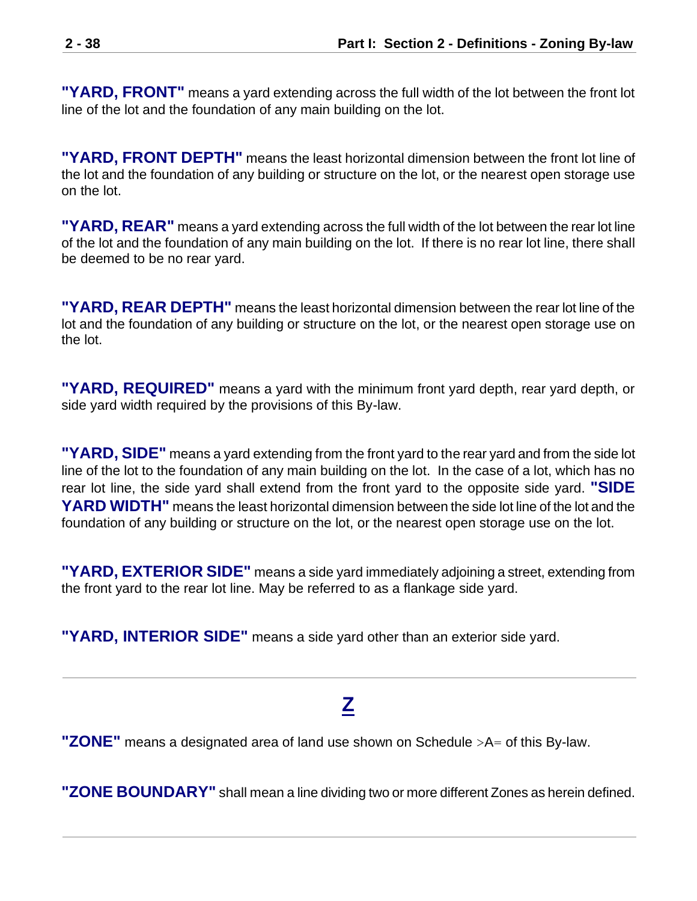**"YARD, FRONT"** means a yard extending across the full width of the lot between the front lot line of the lot and the foundation of any main building on the lot.

**"YARD, FRONT DEPTH"** means the least horizontal dimension between the front lot line of the lot and the foundation of any building or structure on the lot, or the nearest open storage use on the lot.

**"YARD, REAR"** means a yard extending across the full width of the lot between the rear lot line of the lot and the foundation of any main building on the lot. If there is no rear lot line, there shall be deemed to be no rear yard.

**"YARD, REAR DEPTH"** means the least horizontal dimension between the rear lot line of the lot and the foundation of any building or structure on the lot, or the nearest open storage use on the lot.

**"YARD, REQUIRED"** means a yard with the minimum front yard depth, rear yard depth, or side yard width required by the provisions of this By-law.

**"YARD, SIDE"** means a yard extending from the front yard to the rear yard and from the side lot line of the lot to the foundation of any main building on the lot. In the case of a lot, which has no rear lot line, the side yard shall extend from the front yard to the opposite side yard. **"SIDE YARD WIDTH"** means the least horizontal dimension between the side lot line of the lot and the foundation of any building or structure on the lot, or the nearest open storage use on the lot.

**"YARD, EXTERIOR SIDE"** means a side yard immediately adjoining a street, extending from the front yard to the rear lot line. May be referred to as a flankage side yard.

**"YARD, INTERIOR SIDE"** means a side yard other than an exterior side yard.

---

## Z

**"ZONE"** means a designated area of land use shown on Schedule >A= of this By-law.

**"ZONE BOUNDARY"** shall mean a line dividing two or more different Zones as herein defined.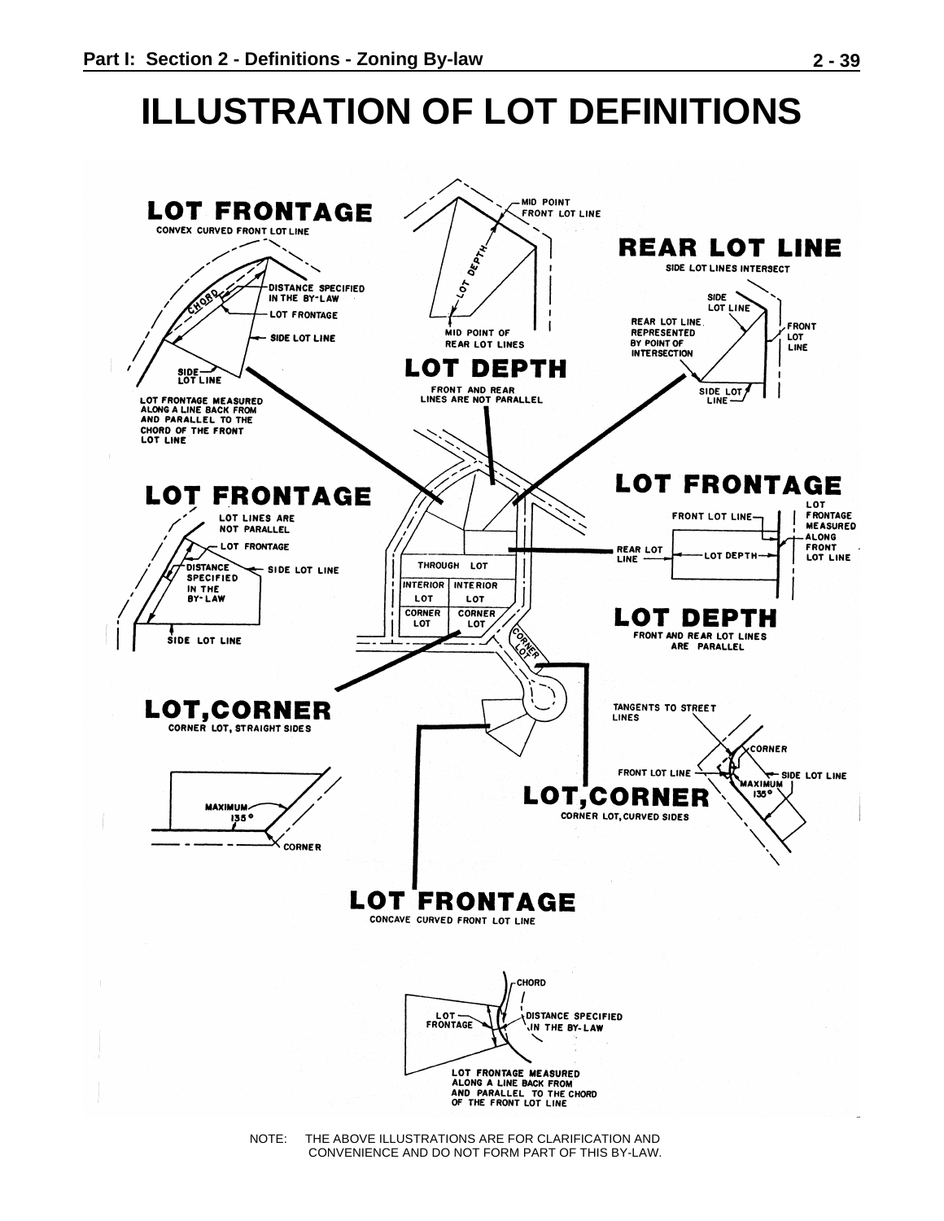# ILLUSTRATION OF LOT DEFINITIONS

LOT FRONTAGE
CONVEX CURVED FRONT LOT LINE
CHORD
DISTANCE SPECIFIED IN THE BY-LAW
LOT FRONTAGE
SIDE LOT LINE
SIDE LOT LINE
LOT FRONTAGE MEASURED ALONG A LINE BACK FROM AND PARALLEL TO THE CHORD OF THE FRONT LOT LINE

MID POINT FRONT LOT LINE
LOT DEPTH
MID POINT OF REAR LOT LINES
LOT DEPTH
FRONT AND REAR LINES ARE NOT PARALLEL

REAR LOT LINE
SIDE LOT LINES INTERSECT
SIDE LOT LINE
REAR LOT LINE, REPRESENTED BY POINT OF INTERSECTION
FRONT LOT LINE
SIDE LOT LINE

LOT FRONTAGE
LOT LINES ARE NOT PARALLEL
LOT FRONTAGE
DISTANCE SPECIFIED IN THE BY-LAW
SIDE LOT LINE
SIDE LOT LINE

THROUGH LOT
INTERIOR LOT
INTERIOR LOT
CORNER LOT
CORNER LOT
CORNER LOT

LOT FRONTAGE
FRONT LOT LINE
LOT FRONTAGE MEASURED ALONG FRONT LOT LINE
REAR LOT LINE
LOT DEPTH
LOT DEPTH
FRONT AND REAR LOT LINES ARE PARALLEL

LOT, CORNER
CORNER LOT, STRAIGHT SIDES
MAXIMUM 135°
CORNER

TANGENTS TO STREET LINES
CORNER
FRONT LOT LINE
SIDE LOT LINE
MAXIMUM 135°
LOT, CORNER
CORNER LOT, CURVED SIDES

LOT FRONTAGE
CONCAVE CURVED FRONT LOT LINE
CHORD
LOT FRONTAGE
DISTANCE SPECIFIED IN THE BY-LAW
LOT FRONTAGE MEASURED ALONG A LINE BACK FROM AND PARALLEL TO THE CHORD OF THE FRONT LOT LINE

NOTE: THE ABOVE ILLUSTRATIONS ARE FOR CLARIFICATION AND CONVENIENCE AND DO NOT FORM PART OF THIS BY-LAW.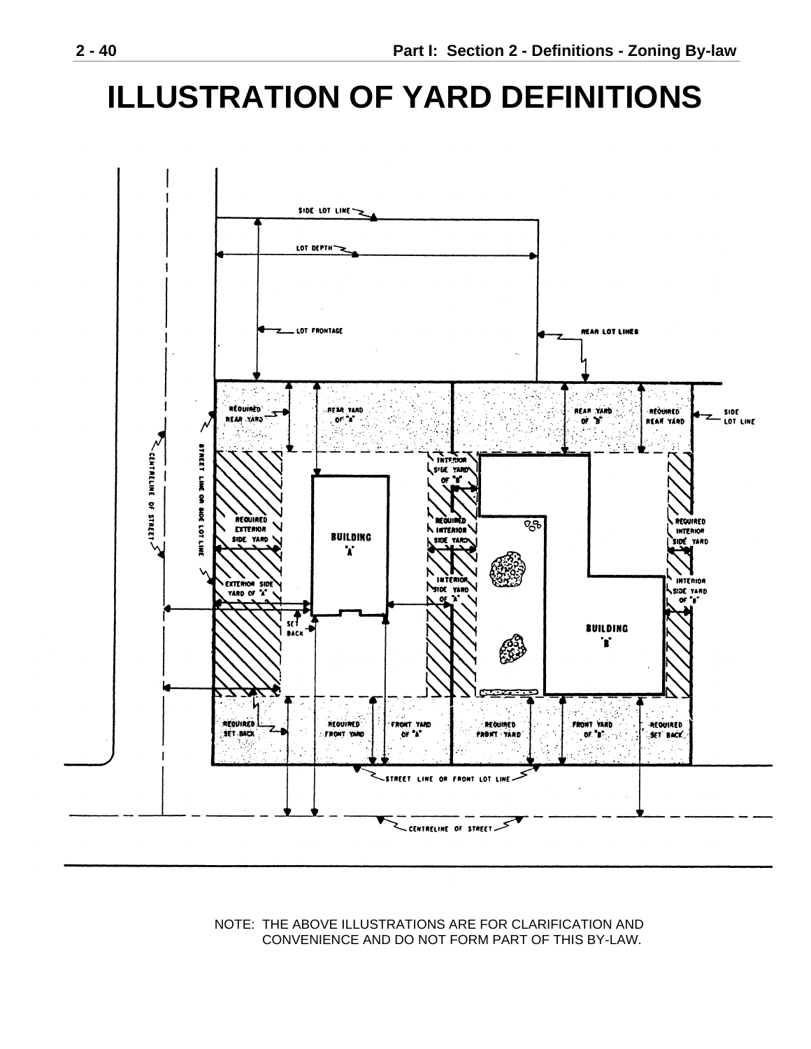# ILLUSTRATION OF YARD DEFINITIONS

SIDE LOT LINE

LOT DEPTH

LOT FRONTAGE

REAR LOT LINES

REQUIRED REAR YARD

REAR YARD OF "A"

REAR YARD OF "B"

REQUIRED REAR YARD

SIDE LOT LINE

CENTRELINE OF STREET

STREET LINE OR SIDE LOT LINE

INTERIOR SIDE YARD OF "B"

REQUIRED EXTERIOR SIDE YARD

BUILDING "A"

REQUIRED INTERIOR SIDE YARD

REQUIRED INTERIOR SIDE YARD

EXTERIOR SIDE YARD OF "A"

INTERIOR SIDE YARD OF "A"

INTERIOR SIDE YARD OF "B"

SET BACK

BUILDING "B"

REQUIRED SET BACK

REQUIRED FRONT YARD

FRONT YARD OF "A"

REQUIRED FRONT YARD

FRONT YARD OF "B"

REQUIRED SET BACK

STREET LINE OR FRONT LOT LINE

CENTRELINE OF STREET

NOTE: THE ABOVE ILLUSTRATIONS ARE FOR CLARIFICATION AND CONVENIENCE AND DO NOT FORM PART OF THIS BY-LAW.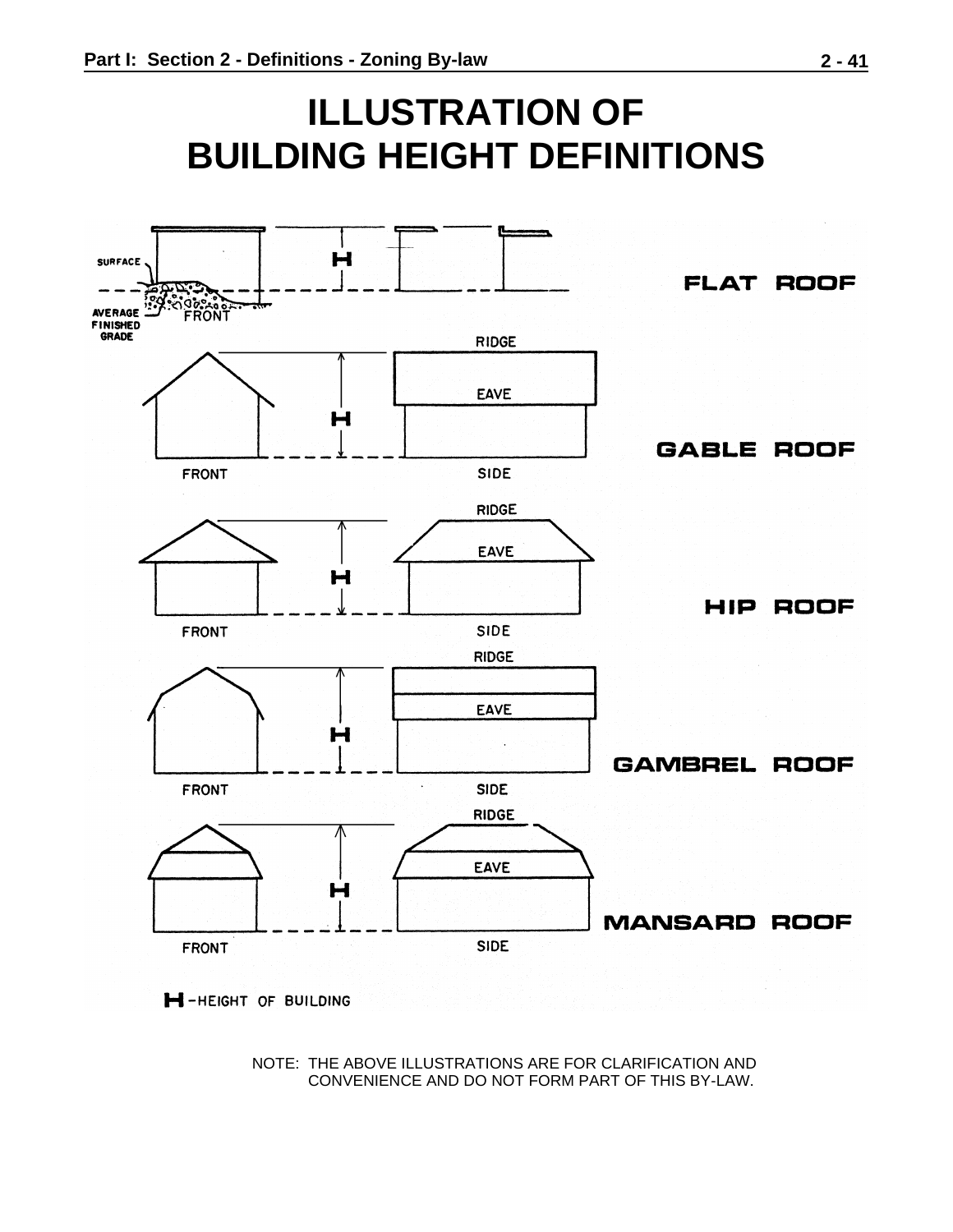# ILLUSTRATION OF BUILDING HEIGHT DEFINITIONS

SURFACE

AVERAGE FINISHED GRADE

FRONT

H

FLAT ROOF

RIDGE

EAVE

H

FRONT

SIDE

GABLE ROOF

RIDGE

EAVE

H

FRONT

SIDE

HIP ROOF

RIDGE

EAVE

H

FRONT

SIDE

GAMBREL ROOF

RIDGE

EAVE

H

FRONT

SIDE

MANSARD ROOF

H - HEIGHT OF BUILDING

NOTE: THE ABOVE ILLUSTRATIONS ARE FOR CLARIFICATION AND CONVENIENCE AND DO NOT FORM PART OF THIS BY-LAW.